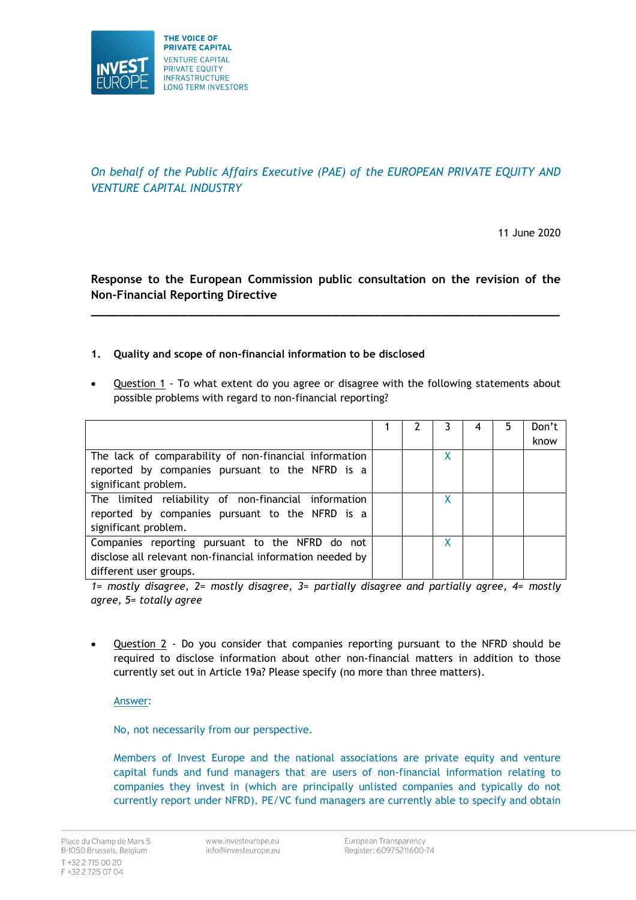THE VOICE OF PRIVATE CAPITAL
VENTURE CAPITAL
PRIVATE EQUITY
INFRASTRUCTURE
LONG TERM INVESTORS

*On behalf of the Public Affairs Executive (PAE) of the EUROPEAN PRIVATE EQUITY AND VENTURE CAPITAL INDUSTRY*

11 June 2020

**Response to the European Commission public consultation on the revision of the Non-Financial Reporting Directive**

---

## 1. Quality and scope of non-financial information to be disclosed

- Question 1 - To what extent do you agree or disagree with the following statements about possible problems with regard to non-financial reporting?

| | 1 | 2 | 3 | 4 | 5 | Don't know |
|---|---|---|---|---|---|---|
| The lack of comparability of non-financial information reported by companies pursuant to the NFRD is a significant problem. | | | X | | | |
| The limited reliability of non-financial information reported by companies pursuant to the NFRD is a significant problem. | | | X | | | |
| Companies reporting pursuant to the NFRD do not disclose all relevant non-financial information needed by different user groups. | | | X | | | |

*1= mostly disagree, 2= mostly disagree, 3= partially disagree and partially agree, 4= mostly agree, 5= totally agree*

- Question 2 - Do you consider that companies reporting pursuant to the NFRD should be required to disclose information about other non-financial matters in addition to those currently set out in Article 19a? Please specify (no more than three matters).

  Answer:

  No, not necessarily from our perspective.

  Members of Invest Europe and the national associations are private equity and venture capital funds and fund managers that are users of non-financial information relating to companies they invest in (which are principally unlisted companies and typically do not currently report under NFRD). PE/VC fund managers are currently able to specify and obtain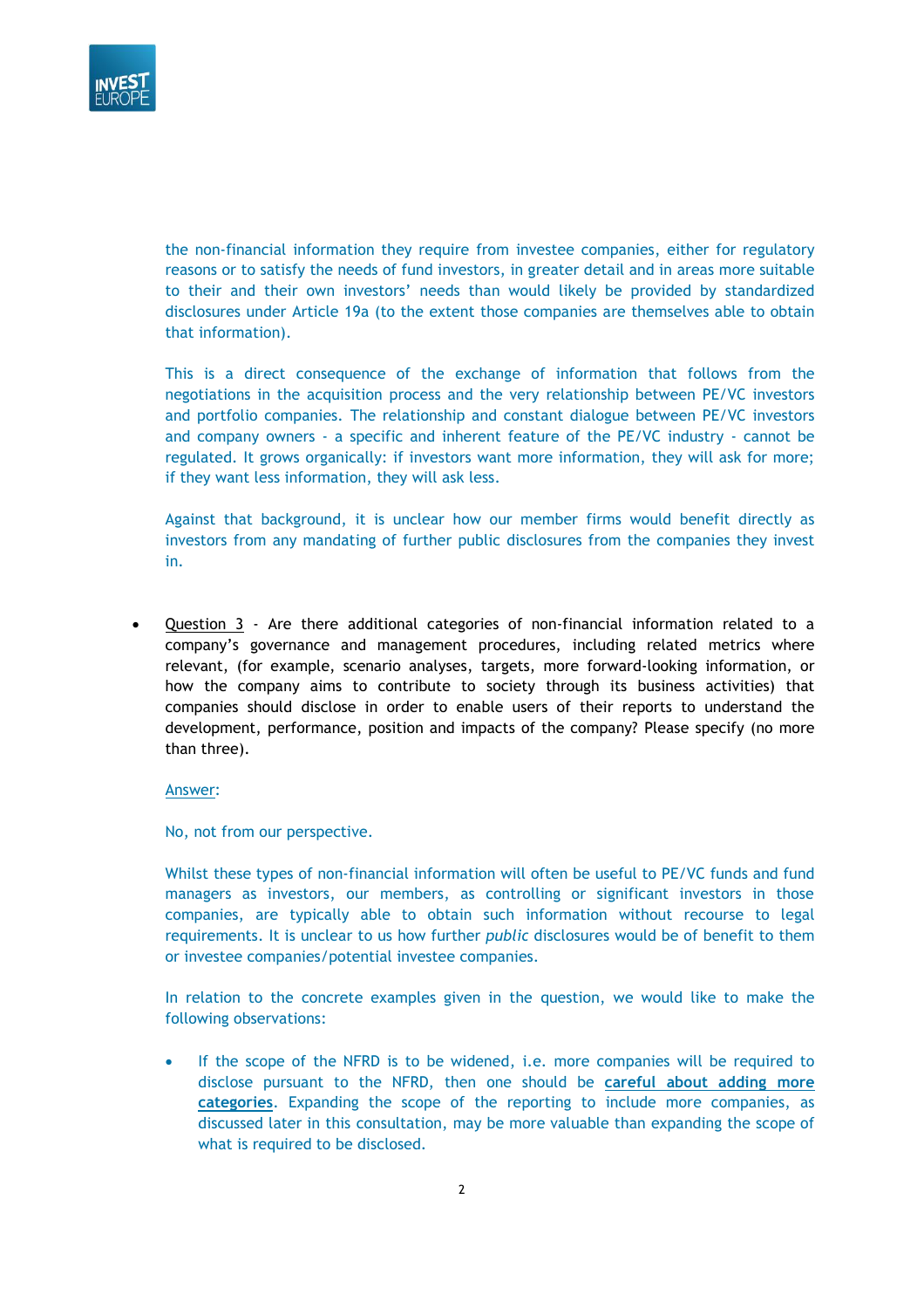the non-financial information they require from investee companies, either for regulatory reasons or to satisfy the needs of fund investors, in greater detail and in areas more suitable to their and their own investors' needs than would likely be provided by standardized disclosures under Article 19a (to the extent those companies are themselves able to obtain that information).

This is a direct consequence of the exchange of information that follows from the negotiations in the acquisition process and the very relationship between PE/VC investors and portfolio companies. The relationship and constant dialogue between PE/VC investors and company owners - a specific and inherent feature of the PE/VC industry - cannot be regulated. It grows organically: if investors want more information, they will ask for more; if they want less information, they will ask less.

Against that background, it is unclear how our member firms would benefit directly as investors from any mandating of further public disclosures from the companies they invest in.

- <u>Question 3</u> - Are there additional categories of non-financial information related to a company's governance and management procedures, including related metrics where relevant, (for example, scenario analyses, targets, more forward-looking information, or how the company aims to contribute to society through its business activities) that companies should disclose in order to enable users of their reports to understand the development, performance, position and impacts of the company? Please specify (no more than three).

  <u>Answer</u>:

  No, not from our perspective.

  Whilst these types of non-financial information will often be useful to PE/VC funds and fund managers as investors, our members, as controlling or significant investors in those companies, are typically able to obtain such information without recourse to legal requirements. It is unclear to us how further *public* disclosures would be of benefit to them or investee companies/potential investee companies.

  In relation to the concrete examples given in the question, we would like to make the following observations:

  - If the scope of the NFRD is to be widened, i.e. more companies will be required to disclose pursuant to the NFRD, then one should be **<u>careful about adding more categories</u>**. Expanding the scope of the reporting to include more companies, as discussed later in this consultation, may be more valuable than expanding the scope of what is required to be disclosed.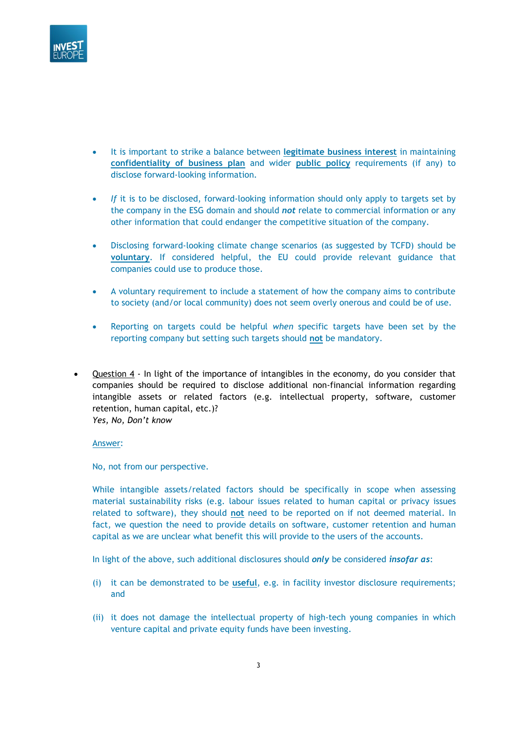- It is important to strike a balance between **legitimate business interest** in maintaining **confidentiality of business plan** and wider **public policy** requirements (if any) to disclose forward-looking information.

- *If* it is to be disclosed, forward-looking information should only apply to targets set by the company in the ESG domain and should ***not*** relate to commercial information or any other information that could endanger the competitive situation of the company.

- Disclosing forward-looking climate change scenarios (as suggested by TCFD) should be **voluntary**. If considered helpful, the EU could provide relevant guidance that companies could use to produce those.

- A voluntary requirement to include a statement of how the company aims to contribute to society (and/or local community) does not seem overly onerous and could be of use.

- Reporting on targets could be helpful *when* specific targets have been set by the reporting company but setting such targets should **not** be mandatory.

- Question 4 - In light of the importance of intangibles in the economy, do you consider that companies should be required to disclose additional non-financial information regarding intangible assets or related factors (e.g. intellectual property, software, customer retention, human capital, etc.)?
  *Yes, No, Don't know*

  Answer:

  No, not from our perspective.

  While intangible assets/related factors should be specifically in scope when assessing material sustainability risks (e.g. labour issues related to human capital or privacy issues related to software), they should **not** need to be reported on if not deemed material. In fact, we question the need to provide details on software, customer retention and human capital as we are unclear what benefit this will provide to the users of the accounts.

  In light of the above, such additional disclosures should ***only*** be considered ***insofar as***:

  (i) it can be demonstrated to be **useful**, e.g. in facility investor disclosure requirements; and

  (ii) it does not damage the intellectual property of high-tech young companies in which venture capital and private equity funds have been investing.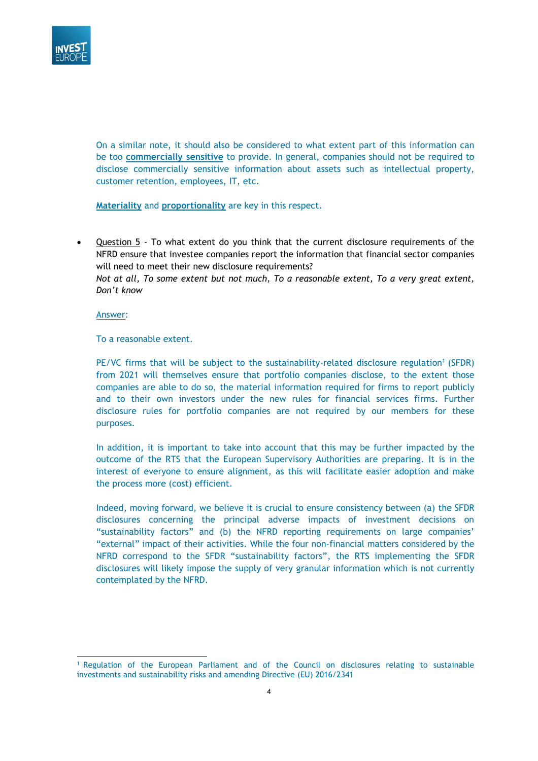On a similar note, it should also be considered to what extent part of this information can be too **commercially sensitive** to provide. In general, companies should not be required to disclose commercially sensitive information about assets such as intellectual property, customer retention, employees, IT, etc.

**Materiality** and **proportionality** are key in this respect.

- Question 5 - To what extent do you think that the current disclosure requirements of the NFRD ensure that investee companies report the information that financial sector companies will need to meet their new disclosure requirements?
  *Not at all, To some extent but not much, To a reasonable extent, To a very great extent, Don't know*

  Answer:

  To a reasonable extent.

  PE/VC firms that will be subject to the sustainability-related disclosure regulation[1] (SFDR) from 2021 will themselves ensure that portfolio companies disclose, to the extent those companies are able to do so, the material information required for firms to report publicly and to their own investors under the new rules for financial services firms. Further disclosure rules for portfolio companies are not required by our members for these purposes.

  In addition, it is important to take into account that this may be further impacted by the outcome of the RTS that the European Supervisory Authorities are preparing. It is in the interest of everyone to ensure alignment, as this will facilitate easier adoption and make the process more (cost) efficient.

  Indeed, moving forward, we believe it is crucial to ensure consistency between (a) the SFDR disclosures concerning the principal adverse impacts of investment decisions on "sustainability factors" and (b) the NFRD reporting requirements on large companies' "external" impact of their activities. While the four non-financial matters considered by the NFRD correspond to the SFDR "sustainability factors", the RTS implementing the SFDR disclosures will likely impose the supply of very granular information which is not currently contemplated by the NFRD.

[1] Regulation of the European Parliament and of the Council on disclosures relating to sustainable investments and sustainability risks and amending Directive (EU) 2016/2341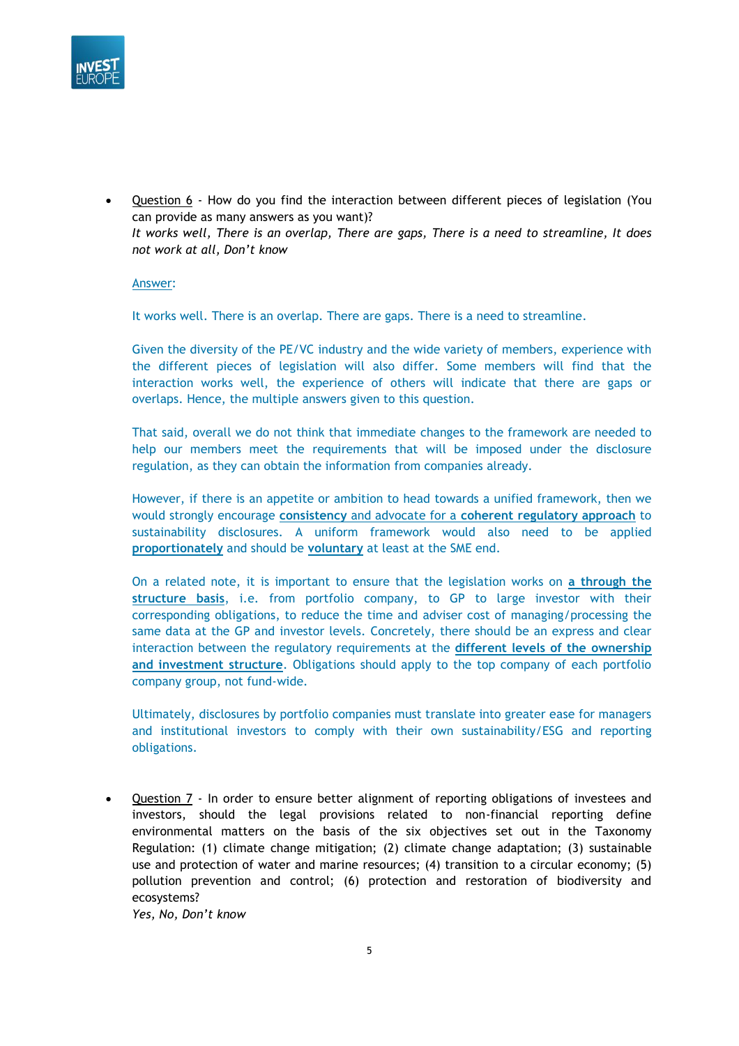- Question 6 - How do you find the interaction between different pieces of legislation (You can provide as many answers as you want)?
  *It works well, There is an overlap, There are gaps, There is a need to streamline, It does not work at all, Don't know*

  Answer:

  It works well. There is an overlap. There are gaps. There is a need to streamline.

  Given the diversity of the PE/VC industry and the wide variety of members, experience with the different pieces of legislation will also differ. Some members will find that the interaction works well, the experience of others will indicate that there are gaps or overlaps. Hence, the multiple answers given to this question.

  That said, overall we do not think that immediate changes to the framework are needed to help our members meet the requirements that will be imposed under the disclosure regulation, as they can obtain the information from companies already.

  However, if there is an appetite or ambition to head towards a unified framework, then we would strongly encourage **consistency** and advocate for a **coherent regulatory approach** to sustainability disclosures. A uniform framework would also need to be applied **proportionately** and should be **voluntary** at least at the SME end.

  On a related note, it is important to ensure that the legislation works on **a through the structure basis**, i.e. from portfolio company, to GP to large investor with their corresponding obligations, to reduce the time and adviser cost of managing/processing the same data at the GP and investor levels. Concretely, there should be an express and clear interaction between the regulatory requirements at the **different levels of the ownership and investment structure**. Obligations should apply to the top company of each portfolio company group, not fund-wide.

  Ultimately, disclosures by portfolio companies must translate into greater ease for managers and institutional investors to comply with their own sustainability/ESG and reporting obligations.

- Question 7 - In order to ensure better alignment of reporting obligations of investees and investors, should the legal provisions related to non-financial reporting define environmental matters on the basis of the six objectives set out in the Taxonomy Regulation: (1) climate change mitigation; (2) climate change adaptation; (3) sustainable use and protection of water and marine resources; (4) transition to a circular economy; (5) pollution prevention and control; (6) protection and restoration of biodiversity and ecosystems?
  *Yes, No, Don't know*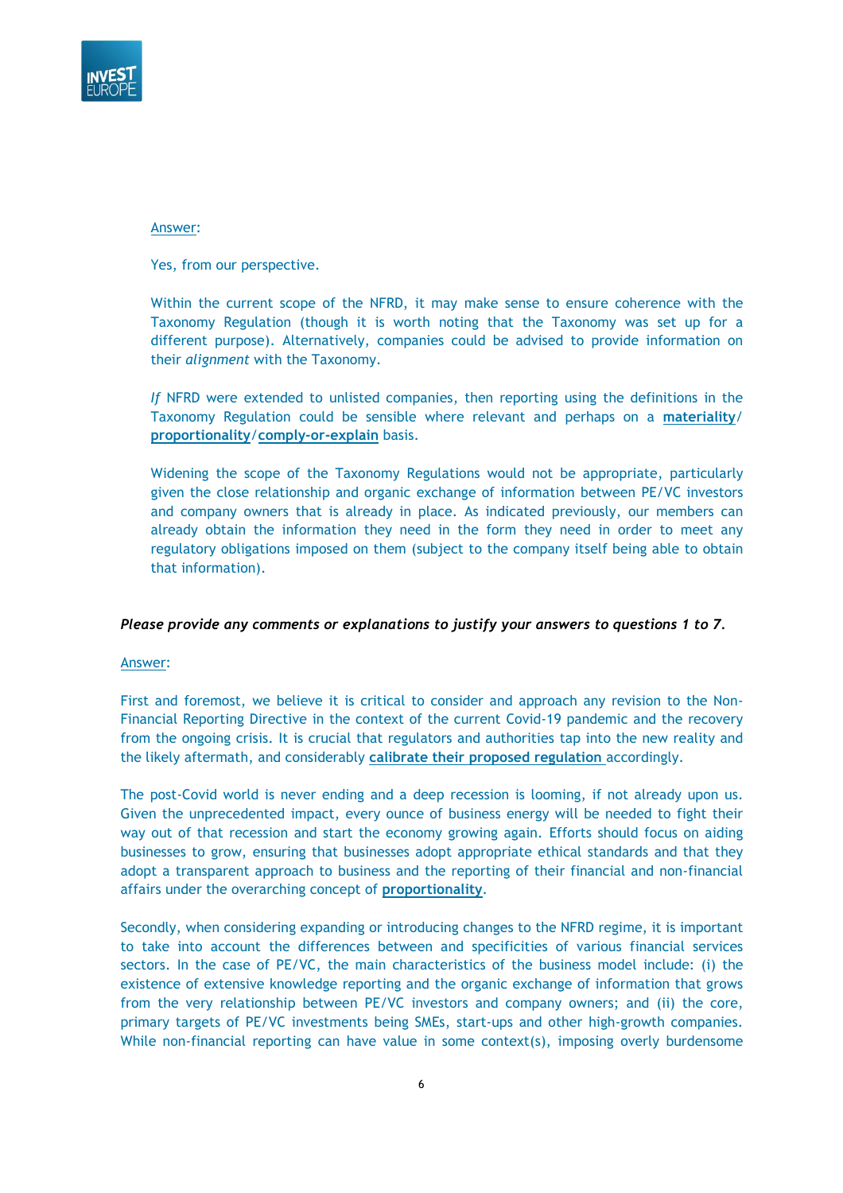Answer:

Yes, from our perspective.

Within the current scope of the NFRD, it may make sense to ensure coherence with the Taxonomy Regulation (though it is worth noting that the Taxonomy was set up for a different purpose). Alternatively, companies could be advised to provide information on their *alignment* with the Taxonomy.

*If* NFRD were extended to unlisted companies, then reporting using the definitions in the Taxonomy Regulation could be sensible where relevant and perhaps on a **materiality**/ **proportionality**/**comply-or-explain** basis.

Widening the scope of the Taxonomy Regulations would not be appropriate, particularly given the close relationship and organic exchange of information between PE/VC investors and company owners that is already in place. As indicated previously, our members can already obtain the information they need in the form they need in order to meet any regulatory obligations imposed on them (subject to the company itself being able to obtain that information).

***Please provide any comments or explanations to justify your answers to questions 1 to 7.***

Answer:

First and foremost, we believe it is critical to consider and approach any revision to the Non-Financial Reporting Directive in the context of the current Covid-19 pandemic and the recovery from the ongoing crisis. It is crucial that regulators and authorities tap into the new reality and the likely aftermath, and considerably **calibrate their proposed regulation** accordingly.

The post-Covid world is never ending and a deep recession is looming, if not already upon us. Given the unprecedented impact, every ounce of business energy will be needed to fight their way out of that recession and start the economy growing again. Efforts should focus on aiding businesses to grow, ensuring that businesses adopt appropriate ethical standards and that they adopt a transparent approach to business and the reporting of their financial and non-financial affairs under the overarching concept of **proportionality**.

Secondly, when considering expanding or introducing changes to the NFRD regime, it is important to take into account the differences between and specificities of various financial services sectors. In the case of PE/VC, the main characteristics of the business model include: (i) the existence of extensive knowledge reporting and the organic exchange of information that grows from the very relationship between PE/VC investors and company owners; and (ii) the core, primary targets of PE/VC investments being SMEs, start-ups and other high-growth companies. While non-financial reporting can have value in some context(s), imposing overly burdensome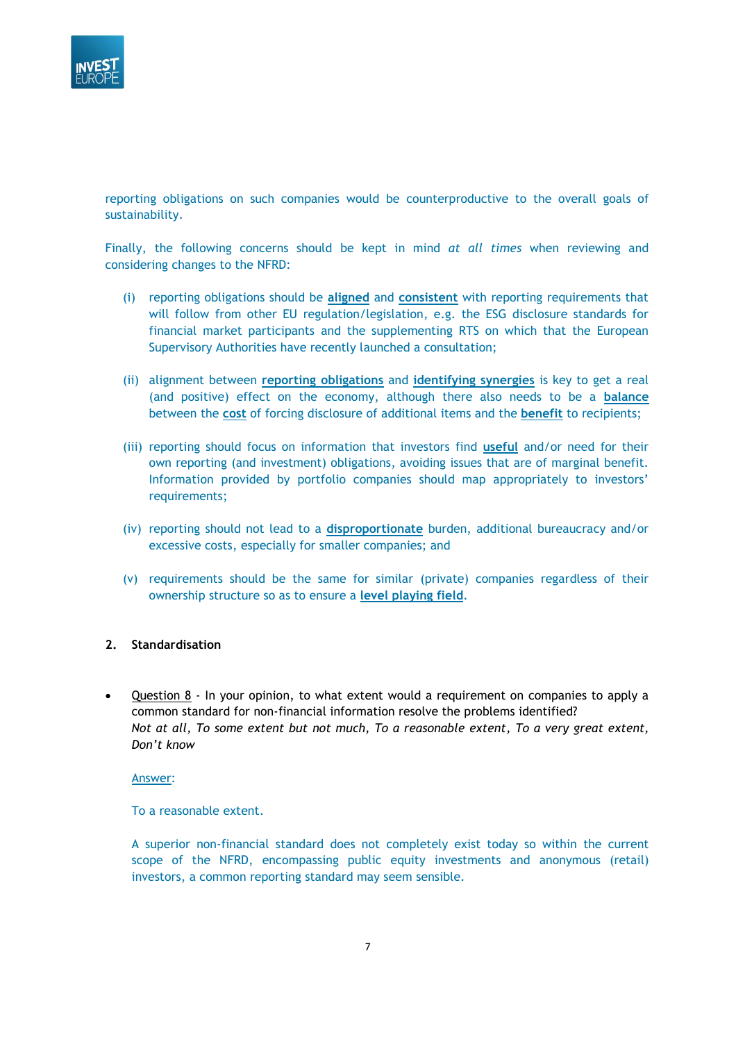reporting obligations on such companies would be counterproductive to the overall goals of sustainability.

Finally, the following concerns should be kept in mind *at all times* when reviewing and considering changes to the NFRD:

(i) reporting obligations should be **aligned** and **consistent** with reporting requirements that will follow from other EU regulation/legislation, e.g. the ESG disclosure standards for financial market participants and the supplementing RTS on which that the European Supervisory Authorities have recently launched a consultation;

(ii) alignment between **reporting obligations** and **identifying synergies** is key to get a real (and positive) effect on the economy, although there also needs to be a **balance** between the **cost** of forcing disclosure of additional items and the **benefit** to recipients;

(iii) reporting should focus on information that investors find **useful** and/or need for their own reporting (and investment) obligations, avoiding issues that are of marginal benefit. Information provided by portfolio companies should map appropriately to investors' requirements;

(iv) reporting should not lead to a **disproportionate** burden, additional bureaucracy and/or excessive costs, especially for smaller companies; and

(v) requirements should be the same for similar (private) companies regardless of their ownership structure so as to ensure a **level playing field**.

## 2. Standardisation

- Question 8 - In your opinion, to what extent would a requirement on companies to apply a common standard for non-financial information resolve the problems identified?
  *Not at all, To some extent but not much, To a reasonable extent, To a very great extent, Don't know*

  Answer:

  To a reasonable extent.

  A superior non-financial standard does not completely exist today so within the current scope of the NFRD, encompassing public equity investments and anonymous (retail) investors, a common reporting standard may seem sensible.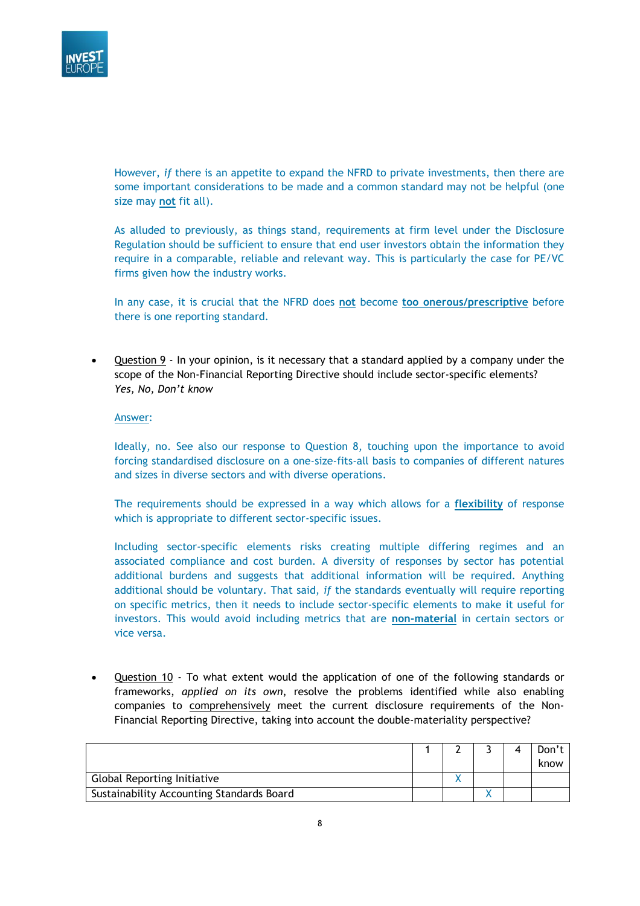However, *if* there is an appetite to expand the NFRD to private investments, then there are some important considerations to be made and a common standard may not be helpful (one size may **not** fit all).

As alluded to previously, as things stand, requirements at firm level under the Disclosure Regulation should be sufficient to ensure that end user investors obtain the information they require in a comparable, reliable and relevant way. This is particularly the case for PE/VC firms given how the industry works.

In any case, it is crucial that the NFRD does **not** become **too onerous/prescriptive** before there is one reporting standard.

- Question 9 - In your opinion, is it necessary that a standard applied by a company under the scope of the Non-Financial Reporting Directive should include sector-specific elements? *Yes, No, Don't know*

  Answer:

  Ideally, no. See also our response to Question 8, touching upon the importance to avoid forcing standardised disclosure on a one-size-fits-all basis to companies of different natures and sizes in diverse sectors and with diverse operations.

  The requirements should be expressed in a way which allows for a **flexibility** of response which is appropriate to different sector-specific issues.

  Including sector-specific elements risks creating multiple differing regimes and an associated compliance and cost burden. A diversity of responses by sector has potential additional burdens and suggests that additional information will be required. Anything additional should be voluntary. That said, *if* the standards eventually will require reporting on specific metrics, then it needs to include sector-specific elements to make it useful for investors. This would avoid including metrics that are **non-material** in certain sectors or vice versa.

- Question 10 - To what extent would the application of one of the following standards or frameworks, *applied on its own*, resolve the problems identified while also enabling companies to comprehensively meet the current disclosure requirements of the Non-Financial Reporting Directive, taking into account the double-materiality perspective?

| | 1 | 2 | 3 | 4 | Don't know |
|---|---|---|---|---|---|
| Global Reporting Initiative | | X | | | |
| Sustainability Accounting Standards Board | | | X | | |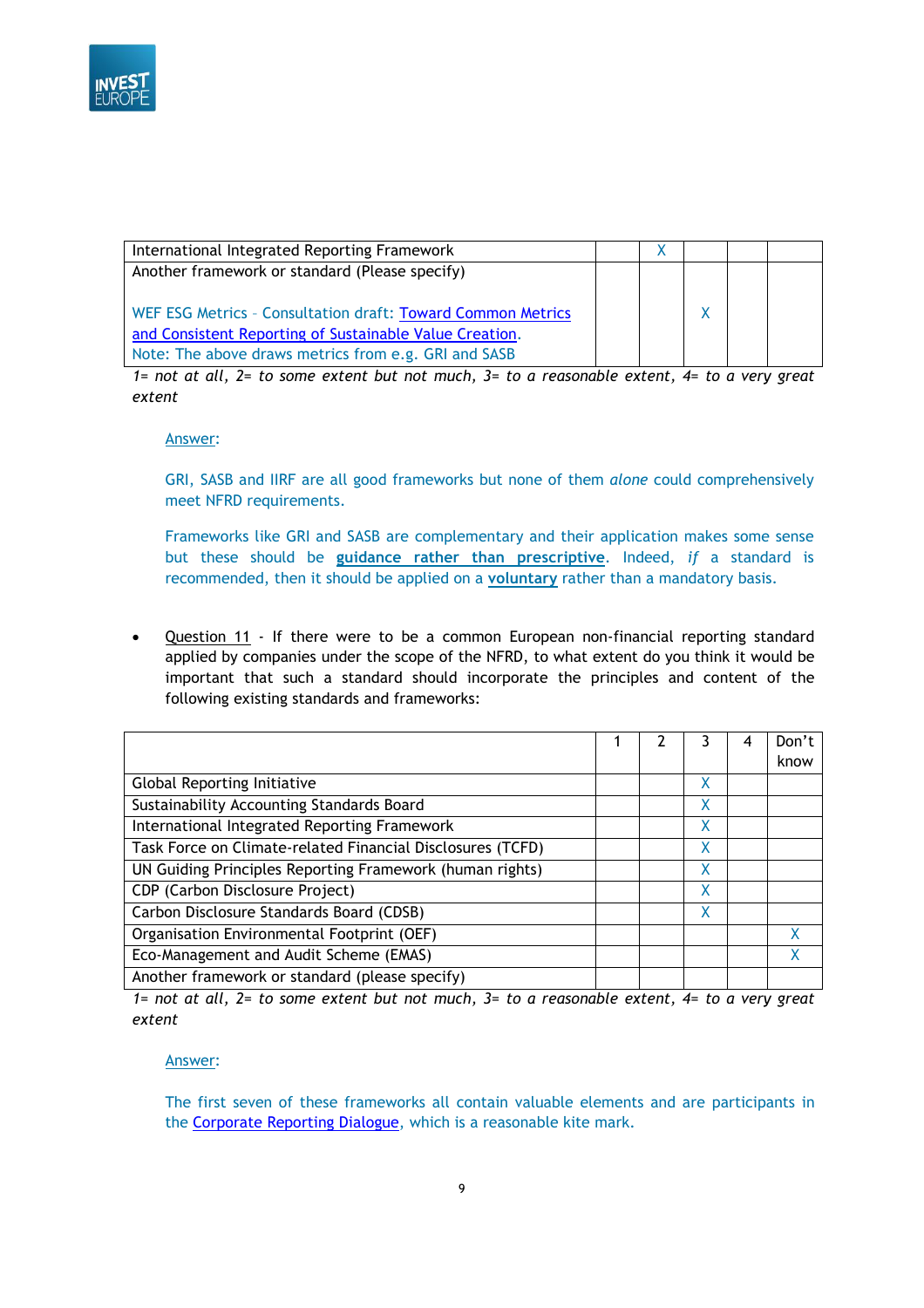| | | | | | |
|---|---|---|---|---|---|
| International Integrated Reporting Framework | | X | | | |
| Another framework or standard (Please specify)<br><br>WEF ESG Metrics – Consultation draft: Toward Common Metrics and Consistent Reporting of Sustainable Value Creation.<br>Note: The above draws metrics from e.g. GRI and SASB | | | X | | |

*1= not at all, 2= to some extent but not much, 3= to a reasonable extent, 4= to a very great extent*

Answer:

GRI, SASB and IIRF are all good frameworks but none of them *alone* could comprehensively meet NFRD requirements.

Frameworks like GRI and SASB are complementary and their application makes some sense but these should be **guidance rather than prescriptive**. Indeed, *if* a standard is recommended, then it should be applied on a **voluntary** rather than a mandatory basis.

- Question 11 - If there were to be a common European non-financial reporting standard applied by companies under the scope of the NFRD, to what extent do you think it would be important that such a standard should incorporate the principles and content of the following existing standards and frameworks:

| | 1 | 2 | 3 | 4 | Don't know |
|---|---|---|---|---|---|
| Global Reporting Initiative | | | X | | |
| Sustainability Accounting Standards Board | | | X | | |
| International Integrated Reporting Framework | | | X | | |
| Task Force on Climate-related Financial Disclosures (TCFD) | | | X | | |
| UN Guiding Principles Reporting Framework (human rights) | | | X | | |
| CDP (Carbon Disclosure Project) | | | X | | |
| Carbon Disclosure Standards Board (CDSB) | | | X | | |
| Organisation Environmental Footprint (OEF) | | | | | X |
| Eco-Management and Audit Scheme (EMAS) | | | | | X |
| Another framework or standard (please specify) | | | | | |

*1= not at all, 2= to some extent but not much, 3= to a reasonable extent, 4= to a very great extent*

Answer:

The first seven of these frameworks all contain valuable elements and are participants in the Corporate Reporting Dialogue, which is a reasonable kite mark.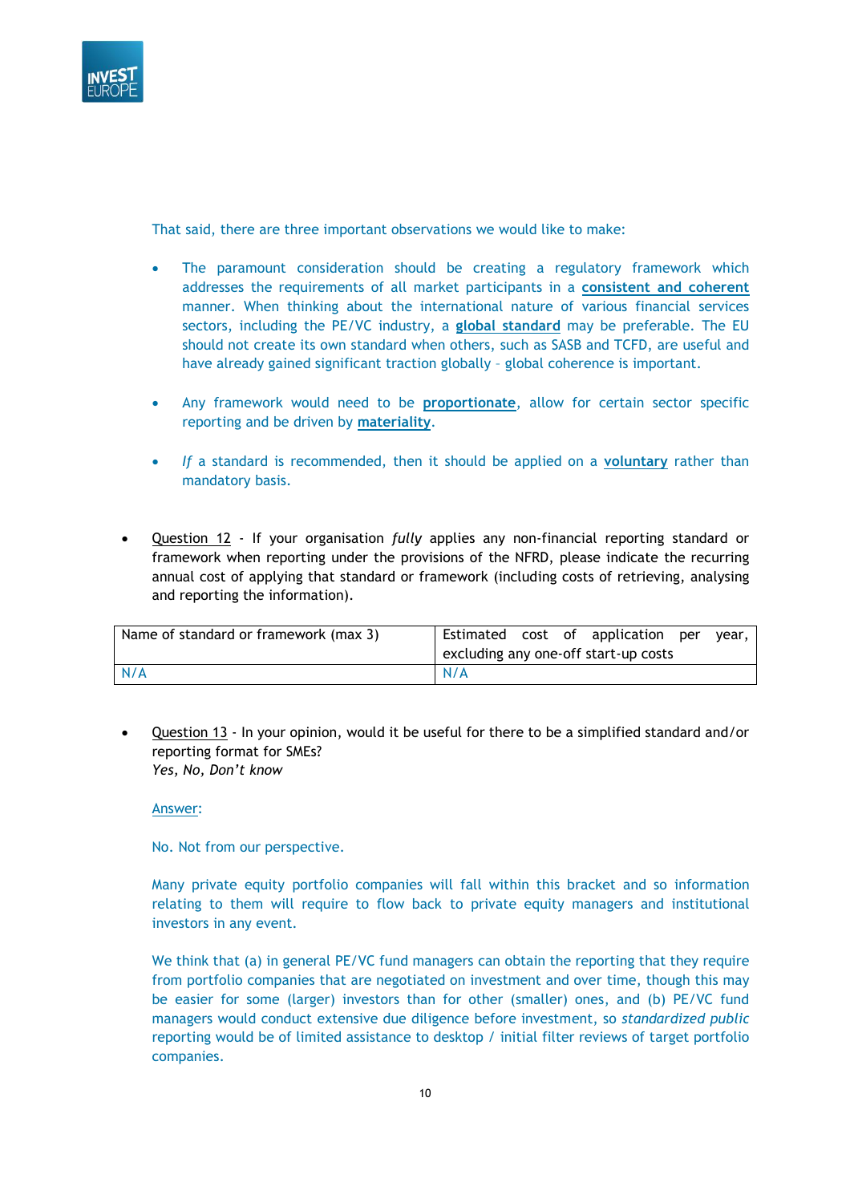That said, there are three important observations we would like to make:

- The paramount consideration should be creating a regulatory framework which addresses the requirements of all market participants in a **consistent and coherent** manner. When thinking about the international nature of various financial services sectors, including the PE/VC industry, a **global standard** may be preferable. The EU should not create its own standard when others, such as SASB and TCFD, are useful and have already gained significant traction globally – global coherence is important.

- Any framework would need to be **proportionate**, allow for certain sector specific reporting and be driven by **materiality**.

- *If* a standard is recommended, then it should be applied on a **voluntary** rather than mandatory basis.

- Question 12 - If your organisation *fully* applies any non-financial reporting standard or framework when reporting under the provisions of the NFRD, please indicate the recurring annual cost of applying that standard or framework (including costs of retrieving, analysing and reporting the information).

| Name of standard or framework (max 3) | Estimated cost of application per year, excluding any one-off start-up costs |
| --- | --- |
| N/A | N/A |

- Question 13 - In your opinion, would it be useful for there to be a simplified standard and/or reporting format for SMEs?
  *Yes, No, Don't know*

  Answer:

  No. Not from our perspective.

  Many private equity portfolio companies will fall within this bracket and so information relating to them will require to flow back to private equity managers and institutional investors in any event.

  We think that (a) in general PE/VC fund managers can obtain the reporting that they require from portfolio companies that are negotiated on investment and over time, though this may be easier for some (larger) investors than for other (smaller) ones, and (b) PE/VC fund managers would conduct extensive due diligence before investment, so *standardized public* reporting would be of limited assistance to desktop / initial filter reviews of target portfolio companies.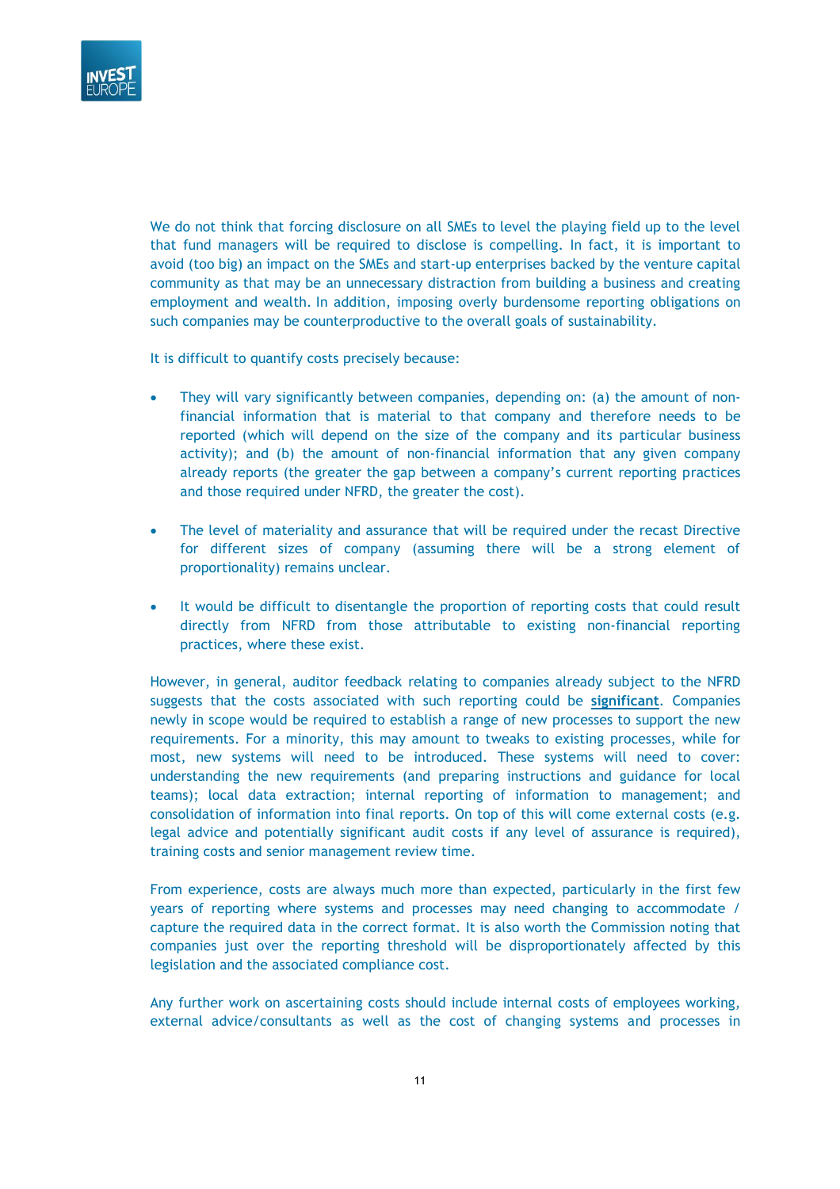We do not think that forcing disclosure on all SMEs to level the playing field up to the level that fund managers will be required to disclose is compelling. In fact, it is important to avoid (too big) an impact on the SMEs and start-up enterprises backed by the venture capital community as that may be an unnecessary distraction from building a business and creating employment and wealth. In addition, imposing overly burdensome reporting obligations on such companies may be counterproductive to the overall goals of sustainability.

It is difficult to quantify costs precisely because:

- They will vary significantly between companies, depending on: (a) the amount of non-financial information that is material to that company and therefore needs to be reported (which will depend on the size of the company and its particular business activity); and (b) the amount of non-financial information that any given company already reports (the greater the gap between a company's current reporting practices and those required under NFRD, the greater the cost).

- The level of materiality and assurance that will be required under the recast Directive for different sizes of company (assuming there will be a strong element of proportionality) remains unclear.

- It would be difficult to disentangle the proportion of reporting costs that could result directly from NFRD from those attributable to existing non-financial reporting practices, where these exist.

However, in general, auditor feedback relating to companies already subject to the NFRD suggests that the costs associated with such reporting could be **significant**. Companies newly in scope would be required to establish a range of new processes to support the new requirements. For a minority, this may amount to tweaks to existing processes, while for most, new systems will need to be introduced. These systems will need to cover: understanding the new requirements (and preparing instructions and guidance for local teams); local data extraction; internal reporting of information to management; and consolidation of information into final reports. On top of this will come external costs (e.g. legal advice and potentially significant audit costs if any level of assurance is required), training costs and senior management review time.

From experience, costs are always much more than expected, particularly in the first few years of reporting where systems and processes may need changing to accommodate / capture the required data in the correct format. It is also worth the Commission noting that companies just over the reporting threshold will be disproportionately affected by this legislation and the associated compliance cost.

Any further work on ascertaining costs should include internal costs of employees working, external advice/consultants as well as the cost of changing systems and processes in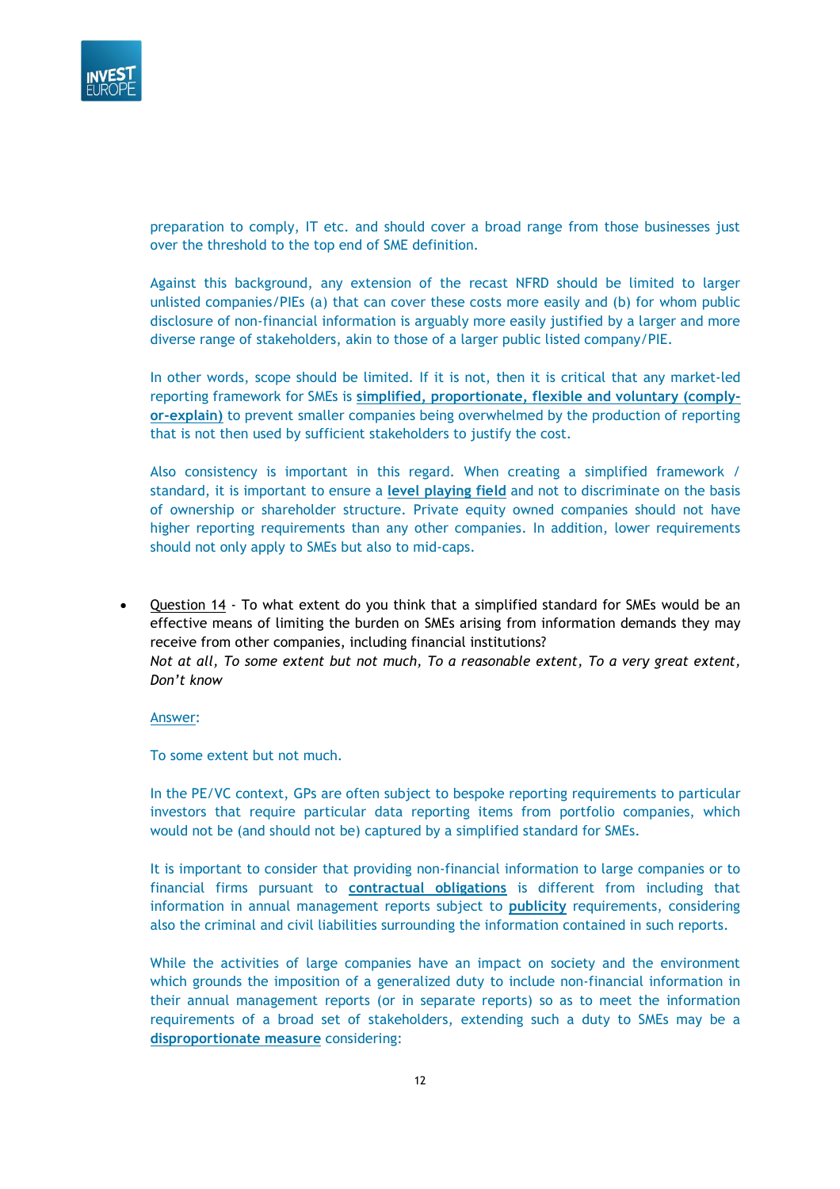preparation to comply, IT etc. and should cover a broad range from those businesses just over the threshold to the top end of SME definition.

Against this background, any extension of the recast NFRD should be limited to larger unlisted companies/PIEs (a) that can cover these costs more easily and (b) for whom public disclosure of non-financial information is arguably more easily justified by a larger and more diverse range of stakeholders, akin to those of a larger public listed company/PIE.

In other words, scope should be limited. If it is not, then it is critical that any market-led reporting framework for SMEs is **simplified, proportionate, flexible and voluntary (comply-or-explain)** to prevent smaller companies being overwhelmed by the production of reporting that is not then used by sufficient stakeholders to justify the cost.

Also consistency is important in this regard. When creating a simplified framework / standard, it is important to ensure a **level playing field** and not to discriminate on the basis of ownership or shareholder structure. Private equity owned companies should not have higher reporting requirements than any other companies. In addition, lower requirements should not only apply to SMEs but also to mid-caps.

- Question 14 - To what extent do you think that a simplified standard for SMEs would be an effective means of limiting the burden on SMEs arising from information demands they may receive from other companies, including financial institutions?
  *Not at all, To some extent but not much, To a reasonable extent, To a very great extent, Don't know*

  Answer:

  To some extent but not much.

  In the PE/VC context, GPs are often subject to bespoke reporting requirements to particular investors that require particular data reporting items from portfolio companies, which would not be (and should not be) captured by a simplified standard for SMEs.

  It is important to consider that providing non-financial information to large companies or to financial firms pursuant to **contractual obligations** is different from including that information in annual management reports subject to **publicity** requirements, considering also the criminal and civil liabilities surrounding the information contained in such reports.

  While the activities of large companies have an impact on society and the environment which grounds the imposition of a generalized duty to include non-financial information in their annual management reports (or in separate reports) so as to meet the information requirements of a broad set of stakeholders, extending such a duty to SMEs may be a **disproportionate measure** considering: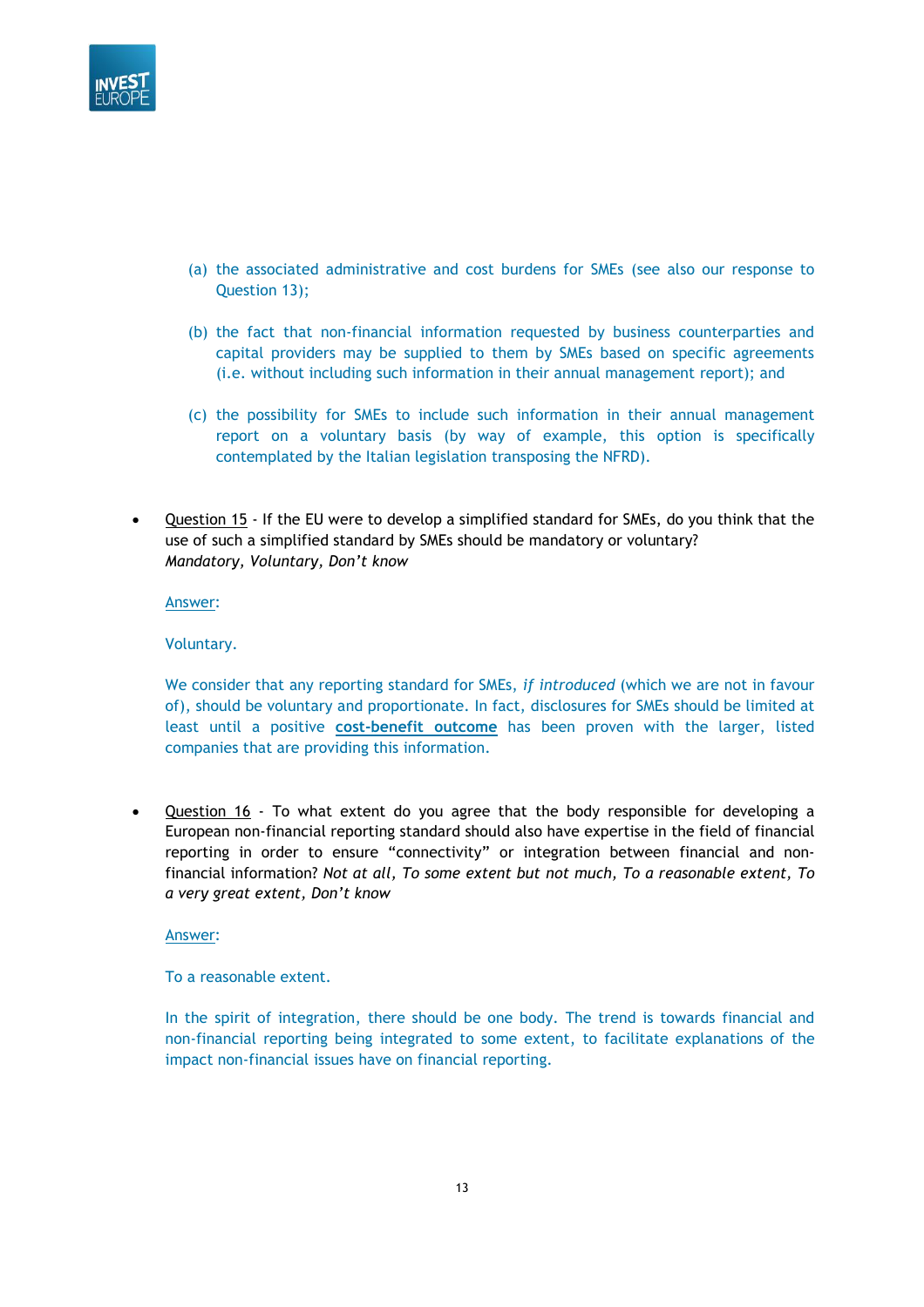(a) the associated administrative and cost burdens for SMEs (see also our response to Question 13);

(b) the fact that non-financial information requested by business counterparties and capital providers may be supplied to them by SMEs based on specific agreements (i.e. without including such information in their annual management report); and

(c) the possibility for SMEs to include such information in their annual management report on a voluntary basis (by way of example, this option is specifically contemplated by the Italian legislation transposing the NFRD).

- Question 15 - If the EU were to develop a simplified standard for SMEs, do you think that the use of such a simplified standard by SMEs should be mandatory or voluntary? *Mandatory, Voluntary, Don't know*

  Answer:

  Voluntary.

  We consider that any reporting standard for SMEs, *if introduced* (which we are not in favour of), should be voluntary and proportionate. In fact, disclosures for SMEs should be limited at least until a positive **cost-benefit outcome** has been proven with the larger, listed companies that are providing this information.

- Question 16 - To what extent do you agree that the body responsible for developing a European non-financial reporting standard should also have expertise in the field of financial reporting in order to ensure "connectivity" or integration between financial and non-financial information? *Not at all, To some extent but not much, To a reasonable extent, To a very great extent, Don't know*

  Answer:

  To a reasonable extent.

  In the spirit of integration, there should be one body. The trend is towards financial and non-financial reporting being integrated to some extent, to facilitate explanations of the impact non-financial issues have on financial reporting.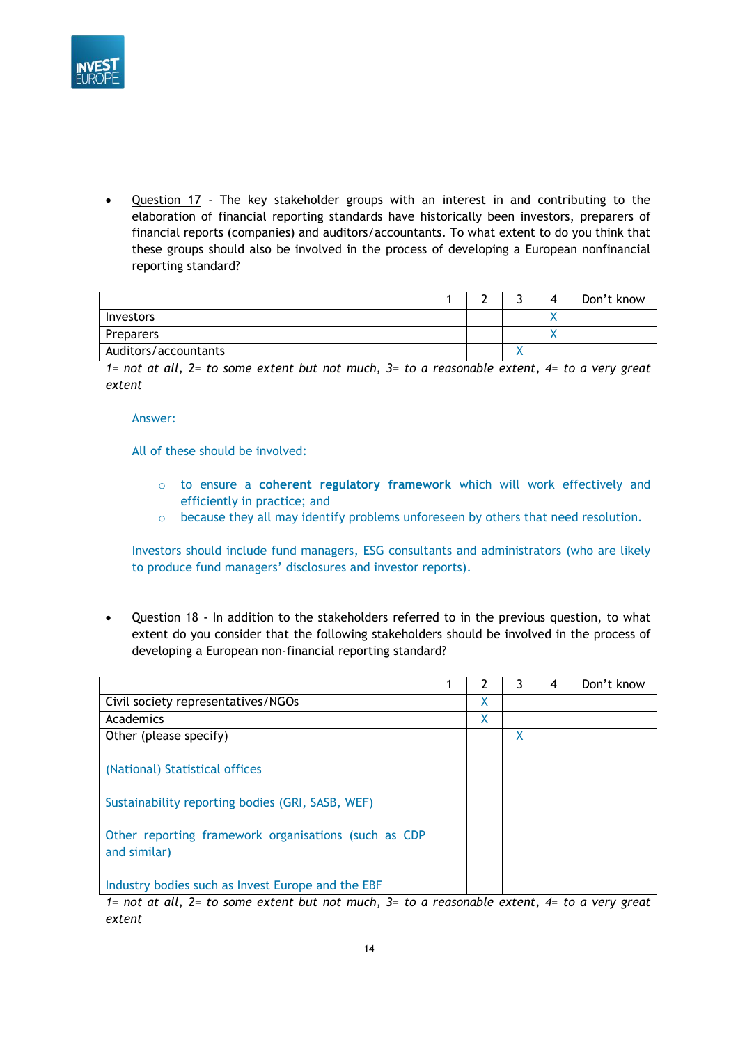- Question 17 - The key stakeholder groups with an interest in and contributing to the elaboration of financial reporting standards have historically been investors, preparers of financial reports (companies) and auditors/accountants. To what extent to do you think that these groups should also be involved in the process of developing a European nonfinancial reporting standard?

| | 1 | 2 | 3 | 4 | Don't know |
|---|---|---|---|---|---|
| Investors | | | | X | |
| Preparers | | | | X | |
| Auditors/accountants | | | X | | |

*1= not at all, 2= to some extent but not much, 3= to a reasonable extent, 4= to a very great extent*

Answer:

All of these should be involved:

- to ensure a **coherent regulatory framework** which will work effectively and efficiently in practice; and
- because they all may identify problems unforeseen by others that need resolution.

Investors should include fund managers, ESG consultants and administrators (who are likely to produce fund managers' disclosures and investor reports).

- Question 18 - In addition to the stakeholders referred to in the previous question, to what extent do you consider that the following stakeholders should be involved in the process of developing a European non-financial reporting standard?

| | 1 | 2 | 3 | 4 | Don't know |
|---|---|---|---|---|---|
| Civil society representatives/NGOs | | X | | | |
| Academics | | X | | | |
| Other (please specify)<br><br>(National) Statistical offices<br><br>Sustainability reporting bodies (GRI, SASB, WEF)<br><br>Other reporting framework organisations (such as CDP and similar)<br><br>Industry bodies such as Invest Europe and the EBF | | | X | | |

*1= not at all, 2= to some extent but not much, 3= to a reasonable extent, 4= to a very great extent*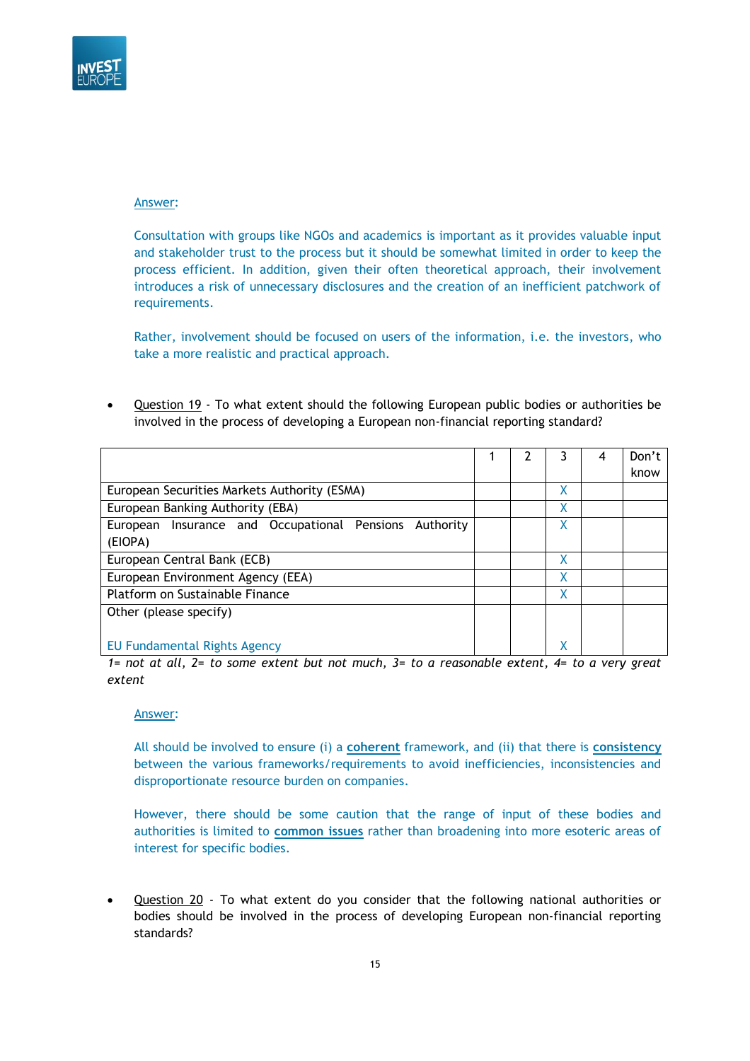Answer:

Consultation with groups like NGOs and academics is important as it provides valuable input and stakeholder trust to the process but it should be somewhat limited in order to keep the process efficient. In addition, given their often theoretical approach, their involvement introduces a risk of unnecessary disclosures and the creation of an inefficient patchwork of requirements.

Rather, involvement should be focused on users of the information, i.e. the investors, who take a more realistic and practical approach.

- Question 19 - To what extent should the following European public bodies or authorities be involved in the process of developing a European non-financial reporting standard?

| | 1 | 2 | 3 | 4 | Don't know |
|---|---|---|---|---|---|
| European Securities Markets Authority (ESMA) | | | X | | |
| European Banking Authority (EBA) | | | X | | |
| European Insurance and Occupational Pensions Authority (EIOPA) | | | X | | |
| European Central Bank (ECB) | | | X | | |
| European Environment Agency (EEA) | | | X | | |
| Platform on Sustainable Finance | | | X | | |
| Other (please specify)<br><br>EU Fundamental Rights Agency | | | X | | |

*1= not at all, 2= to some extent but not much, 3= to a reasonable extent, 4= to a very great extent*

Answer:

All should be involved to ensure (i) a **coherent** framework, and (ii) that there is **consistency** between the various frameworks/requirements to avoid inefficiencies, inconsistencies and disproportionate resource burden on companies.

However, there should be some caution that the range of input of these bodies and authorities is limited to **common issues** rather than broadening into more esoteric areas of interest for specific bodies.

- Question 20 - To what extent do you consider that the following national authorities or bodies should be involved in the process of developing European non-financial reporting standards?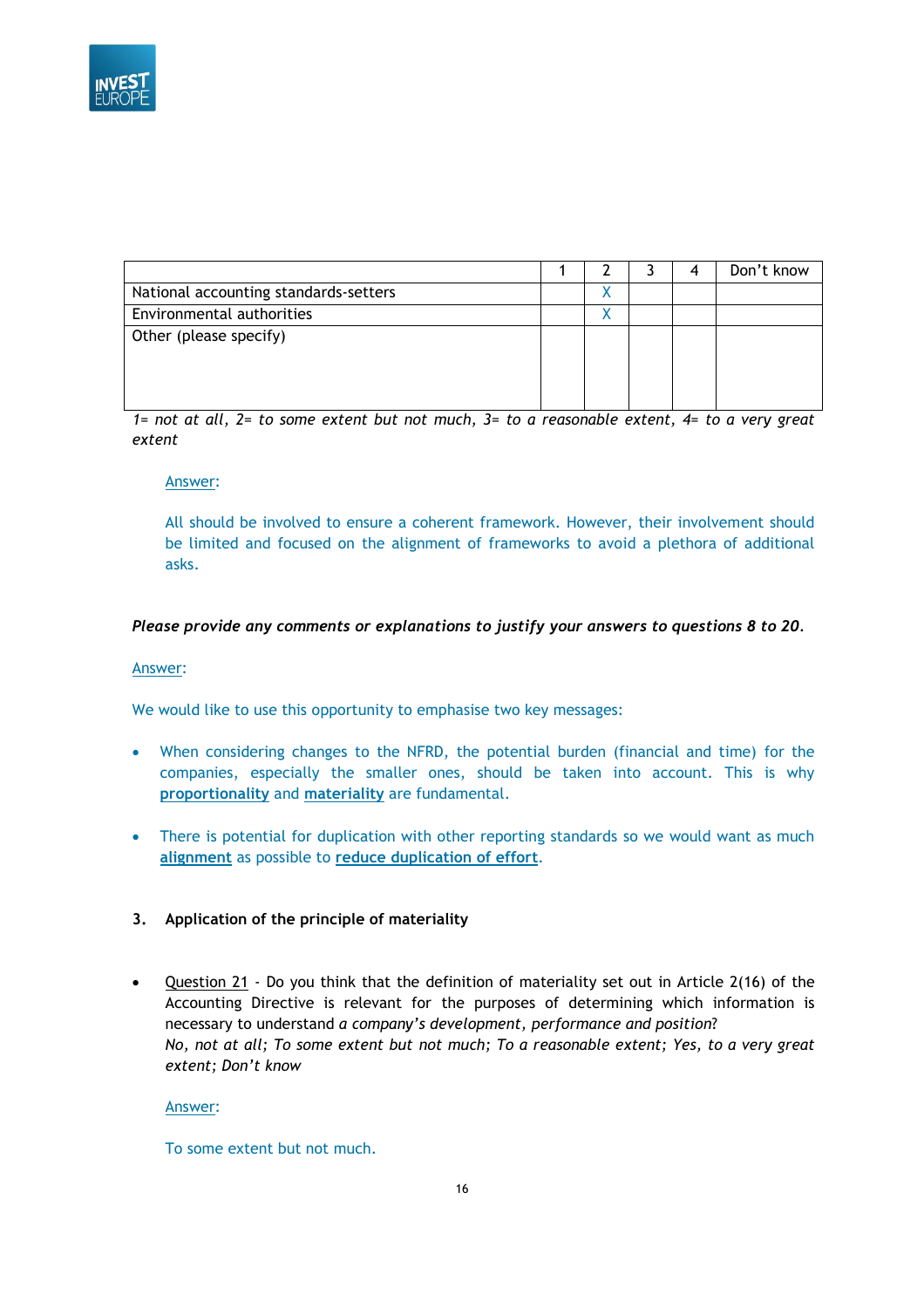| | 1 | 2 | 3 | 4 | Don't know |
|---|---|---|---|---|---|
| National accounting standards-setters | | X | | | |
| Environmental authorities | | X | | | |
| Other (please specify) | | | | | |

*1= not at all, 2= to some extent but not much, 3= to a reasonable extent, 4= to a very great extent*

Answer:

All should be involved to ensure a coherent framework. However, their involvement should be limited and focused on the alignment of frameworks to avoid a plethora of additional asks.

***Please provide any comments or explanations to justify your answers to questions 8 to 20.***

Answer:

We would like to use this opportunity to emphasise two key messages:

- When considering changes to the NFRD, the potential burden (financial and time) for the companies, especially the smaller ones, should be taken into account. This is why **proportionality** and **materiality** are fundamental.
- There is potential for duplication with other reporting standards so we would want as much **alignment** as possible to **reduce duplication of effort**.

## 3. Application of the principle of materiality

- Question 21 - Do you think that the definition of materiality set out in Article 2(16) of the Accounting Directive is relevant for the purposes of determining which information is necessary to understand *a company's development, performance and position*?
  *No, not at all; To some extent but not much; To a reasonable extent; Yes, to a very great extent; Don't know*

  Answer:

  To some extent but not much.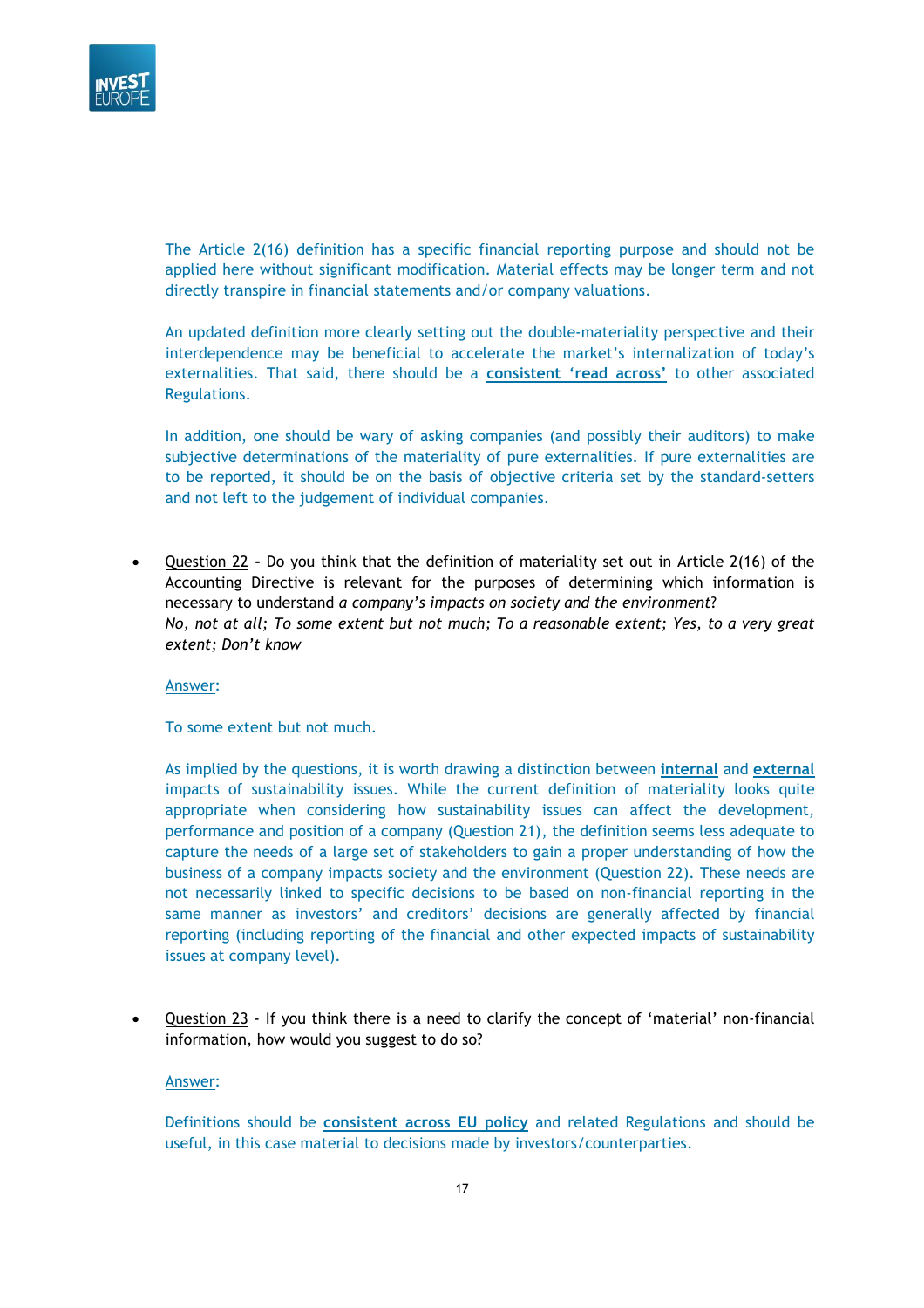The Article 2(16) definition has a specific financial reporting purpose and should not be applied here without significant modification. Material effects may be longer term and not directly transpire in financial statements and/or company valuations.

An updated definition more clearly setting out the double-materiality perspective and their interdependence may be beneficial to accelerate the market's internalization of today's externalities. That said, there should be a **consistent 'read across'** to other associated Regulations.

In addition, one should be wary of asking companies (and possibly their auditors) to make subjective determinations of the materiality of pure externalities. If pure externalities are to be reported, it should be on the basis of objective criteria set by the standard-setters and not left to the judgement of individual companies.

- Question 22 **-** Do you think that the definition of materiality set out in Article 2(16) of the Accounting Directive is relevant for the purposes of determining which information is necessary to understand *a company's impacts on society and the environment*?
  *No, not at all; To some extent but not much; To a reasonable extent; Yes, to a very great extent; Don't know*

  Answer:

  To some extent but not much.

  As implied by the questions, it is worth drawing a distinction between **internal** and **external** impacts of sustainability issues. While the current definition of materiality looks quite appropriate when considering how sustainability issues can affect the development, performance and position of a company (Question 21), the definition seems less adequate to capture the needs of a large set of stakeholders to gain a proper understanding of how the business of a company impacts society and the environment (Question 22). These needs are not necessarily linked to specific decisions to be based on non-financial reporting in the same manner as investors' and creditors' decisions are generally affected by financial reporting (including reporting of the financial and other expected impacts of sustainability issues at company level).

- Question 23 - If you think there is a need to clarify the concept of 'material' non-financial information, how would you suggest to do so?

  Answer:

  Definitions should be **consistent across EU policy** and related Regulations and should be useful, in this case material to decisions made by investors/counterparties.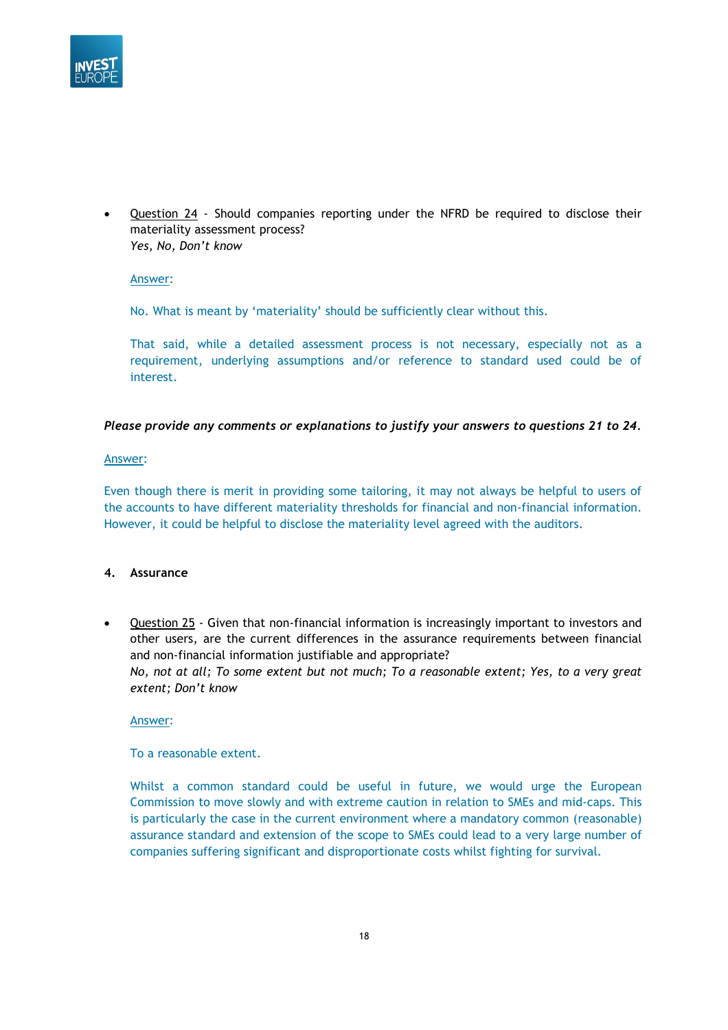- <u>Question 24</u> - Should companies reporting under the NFRD be required to disclose their materiality assessment process?
  *Yes, No, Don't know*

  <u>Answer</u>:

  No. What is meant by 'materiality' should be sufficiently clear without this.

  That said, while a detailed assessment process is not necessary, especially not as a requirement, underlying assumptions and/or reference to standard used could be of interest.

***Please provide any comments or explanations to justify your answers to questions 21 to 24.***

<u>Answer</u>:

Even though there is merit in providing some tailoring, it may not always be helpful to users of the accounts to have different materiality thresholds for financial and non-financial information. However, it could be helpful to disclose the materiality level agreed with the auditors.

## 4. Assurance

- <u>Question 25</u> - Given that non-financial information is increasingly important to investors and other users, are the current differences in the assurance requirements between financial and non-financial information justifiable and appropriate?
  *No, not at all; To some extent but not much; To a reasonable extent; Yes, to a very great extent; Don't know*

  <u>Answer</u>:

  To a reasonable extent.

  Whilst a common standard could be useful in future, we would urge the European Commission to move slowly and with extreme caution in relation to SMEs and mid-caps. This is particularly the case in the current environment where a mandatory common (reasonable) assurance standard and extension of the scope to SMEs could lead to a very large number of companies suffering significant and disproportionate costs whilst fighting for survival.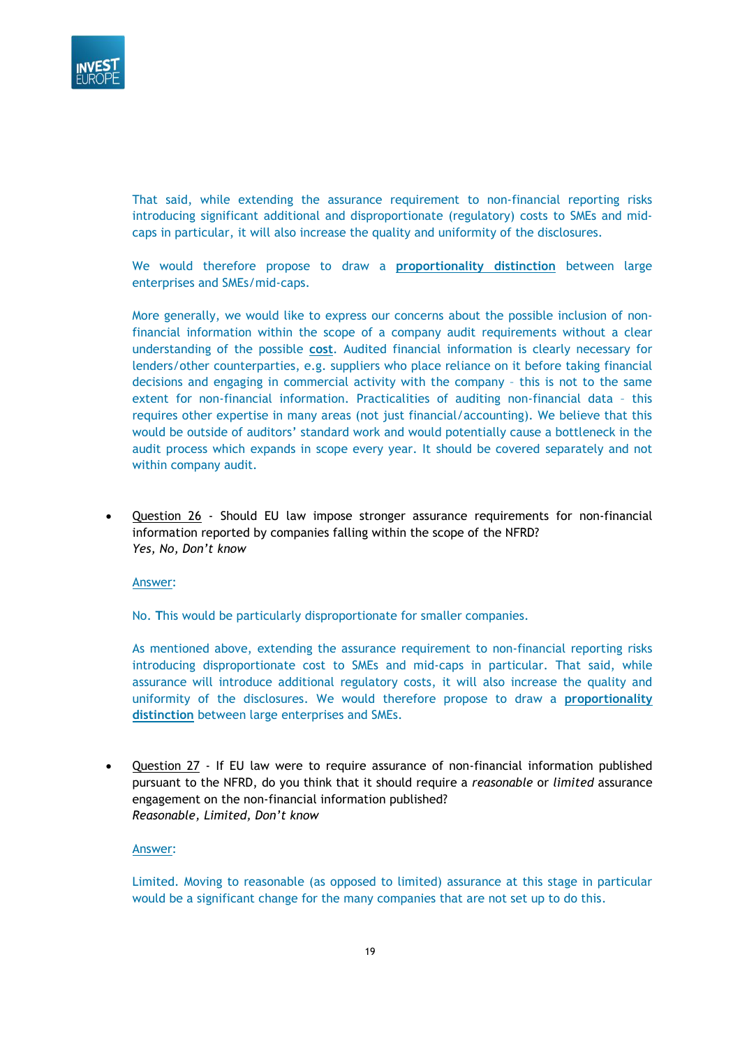That said, while extending the assurance requirement to non-financial reporting risks introducing significant additional and disproportionate (regulatory) costs to SMEs and mid-caps in particular, it will also increase the quality and uniformity of the disclosures.

We would therefore propose to draw a **proportionality distinction** between large enterprises and SMEs/mid-caps.

More generally, we would like to express our concerns about the possible inclusion of non-financial information within the scope of a company audit requirements without a clear understanding of the possible **cost**. Audited financial information is clearly necessary for lenders/other counterparties, e.g. suppliers who place reliance on it before taking financial decisions and engaging in commercial activity with the company – this is not to the same extent for non-financial information. Practicalities of auditing non-financial data – this requires other expertise in many areas (not just financial/accounting). We believe that this would be outside of auditors' standard work and would potentially cause a bottleneck in the audit process which expands in scope every year. It should be covered separately and not within company audit.

- Question 26 - Should EU law impose stronger assurance requirements for non-financial information reported by companies falling within the scope of the NFRD?
  *Yes, No, Don't know*

  Answer:

  No. This would be particularly disproportionate for smaller companies.

  As mentioned above, extending the assurance requirement to non-financial reporting risks introducing disproportionate cost to SMEs and mid-caps in particular. That said, while assurance will introduce additional regulatory costs, it will also increase the quality and uniformity of the disclosures. We would therefore propose to draw a **proportionality distinction** between large enterprises and SMEs.

- Question 27 - If EU law were to require assurance of non-financial information published pursuant to the NFRD, do you think that it should require a *reasonable* or *limited* assurance engagement on the non-financial information published?
  *Reasonable, Limited, Don't know*

  Answer:

  Limited. Moving to reasonable (as opposed to limited) assurance at this stage in particular would be a significant change for the many companies that are not set up to do this.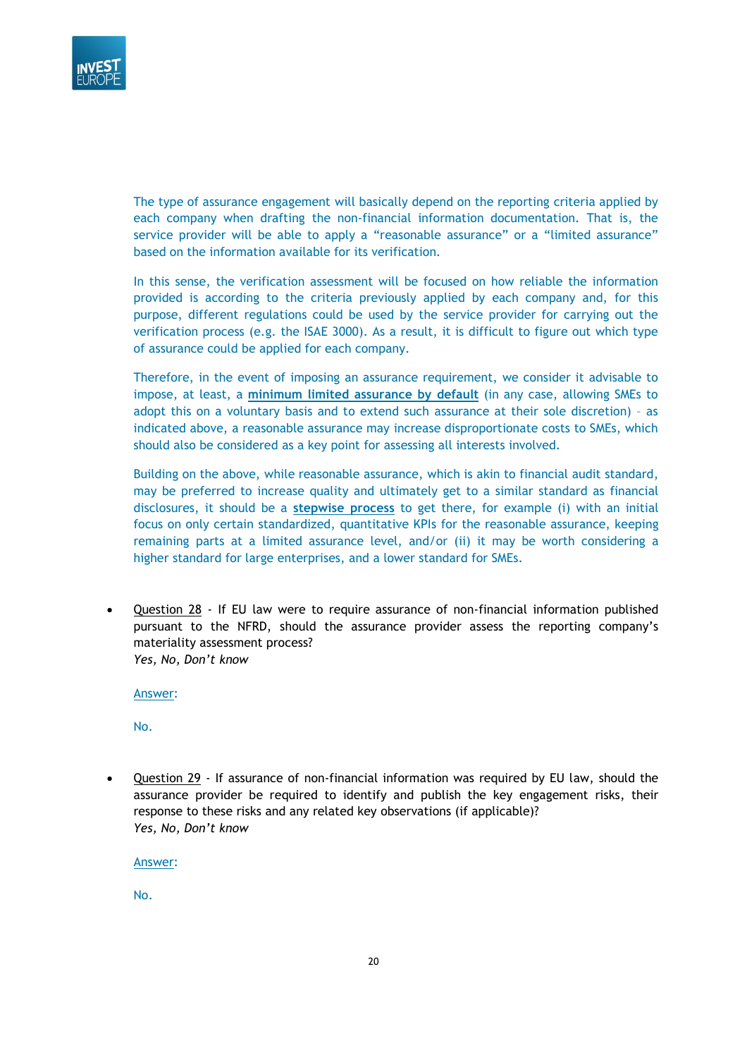The type of assurance engagement will basically depend on the reporting criteria applied by each company when drafting the non-financial information documentation. That is, the service provider will be able to apply a "reasonable assurance" or a "limited assurance" based on the information available for its verification.

In this sense, the verification assessment will be focused on how reliable the information provided is according to the criteria previously applied by each company and, for this purpose, different regulations could be used by the service provider for carrying out the verification process (e.g. the ISAE 3000). As a result, it is difficult to figure out which type of assurance could be applied for each company.

Therefore, in the event of imposing an assurance requirement, we consider it advisable to impose, at least, a **minimum limited assurance by default** (in any case, allowing SMEs to adopt this on a voluntary basis and to extend such assurance at their sole discretion) – as indicated above, a reasonable assurance may increase disproportionate costs to SMEs, which should also be considered as a key point for assessing all interests involved.

Building on the above, while reasonable assurance, which is akin to financial audit standard, may be preferred to increase quality and ultimately get to a similar standard as financial disclosures, it should be a **stepwise process** to get there, for example (i) with an initial focus on only certain standardized, quantitative KPIs for the reasonable assurance, keeping remaining parts at a limited assurance level, and/or (ii) it may be worth considering a higher standard for large enterprises, and a lower standard for SMEs.

- Question 28 - If EU law were to require assurance of non-financial information published pursuant to the NFRD, should the assurance provider assess the reporting company's materiality assessment process?
  *Yes, No, Don't know*

  Answer:

  No.

- Question 29 - If assurance of non-financial information was required by EU law, should the assurance provider be required to identify and publish the key engagement risks, their response to these risks and any related key observations (if applicable)?
  *Yes, No, Don't know*

  Answer:

  No.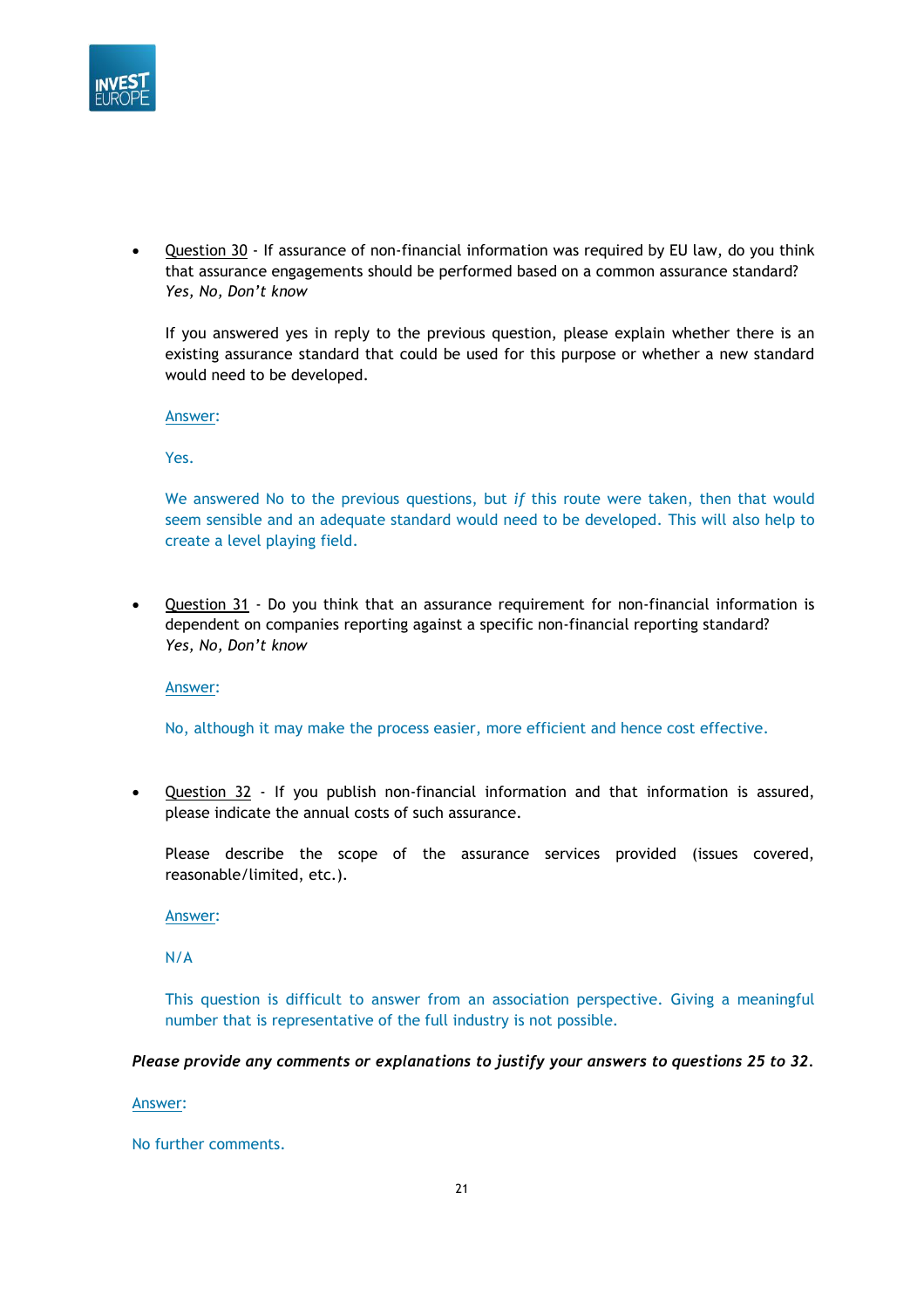- Question 30 - If assurance of non-financial information was required by EU law, do you think that assurance engagements should be performed based on a common assurance standard?
  *Yes, No, Don't know*

  If you answered yes in reply to the previous question, please explain whether there is an existing assurance standard that could be used for this purpose or whether a new standard would need to be developed.

  Answer:

  Yes.

  We answered No to the previous questions, but *if* this route were taken, then that would seem sensible and an adequate standard would need to be developed. This will also help to create a level playing field.

- Question 31 - Do you think that an assurance requirement for non-financial information is dependent on companies reporting against a specific non-financial reporting standard?
  *Yes, No, Don't know*

  Answer:

  No, although it may make the process easier, more efficient and hence cost effective.

- Question 32 - If you publish non-financial information and that information is assured, please indicate the annual costs of such assurance.

  Please describe the scope of the assurance services provided (issues covered, reasonable/limited, etc.).

  Answer:

  N/A

  This question is difficult to answer from an association perspective. Giving a meaningful number that is representative of the full industry is not possible.

***Please provide any comments or explanations to justify your answers to questions 25 to 32.***

Answer:

No further comments.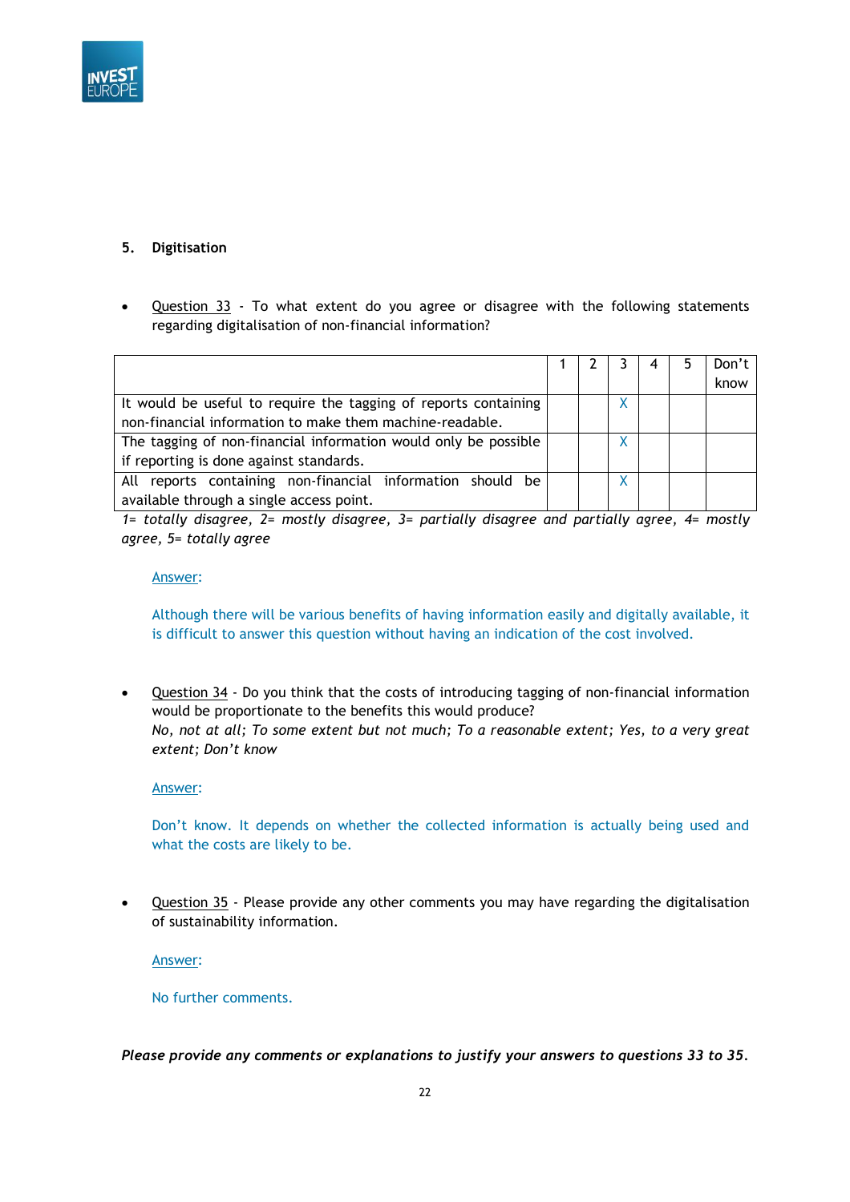## 5. Digitisation

- Question 33 - To what extent do you agree or disagree with the following statements regarding digitalisation of non-financial information?

| | 1 | 2 | 3 | 4 | 5 | Don't know |
|---|---|---|---|---|---|---|
| It would be useful to require the tagging of reports containing non-financial information to make them machine-readable. | | | X | | | |
| The tagging of non-financial information would only be possible if reporting is done against standards. | | | X | | | |
| All reports containing non-financial information should be available through a single access point. | | | X | | | |

*1= totally disagree, 2= mostly disagree, 3= partially disagree and partially agree, 4= mostly agree, 5= totally agree*

Answer:

Although there will be various benefits of having information easily and digitally available, it is difficult to answer this question without having an indication of the cost involved.

- Question 34 - Do you think that the costs of introducing tagging of non-financial information would be proportionate to the benefits this would produce?
  *No, not at all; To some extent but not much; To a reasonable extent; Yes, to a very great extent; Don't know*

Answer:

Don't know. It depends on whether the collected information is actually being used and what the costs are likely to be.

- Question 35 - Please provide any other comments you may have regarding the digitalisation of sustainability information.

Answer:

No further comments.

***Please provide any comments or explanations to justify your answers to questions 33 to 35.***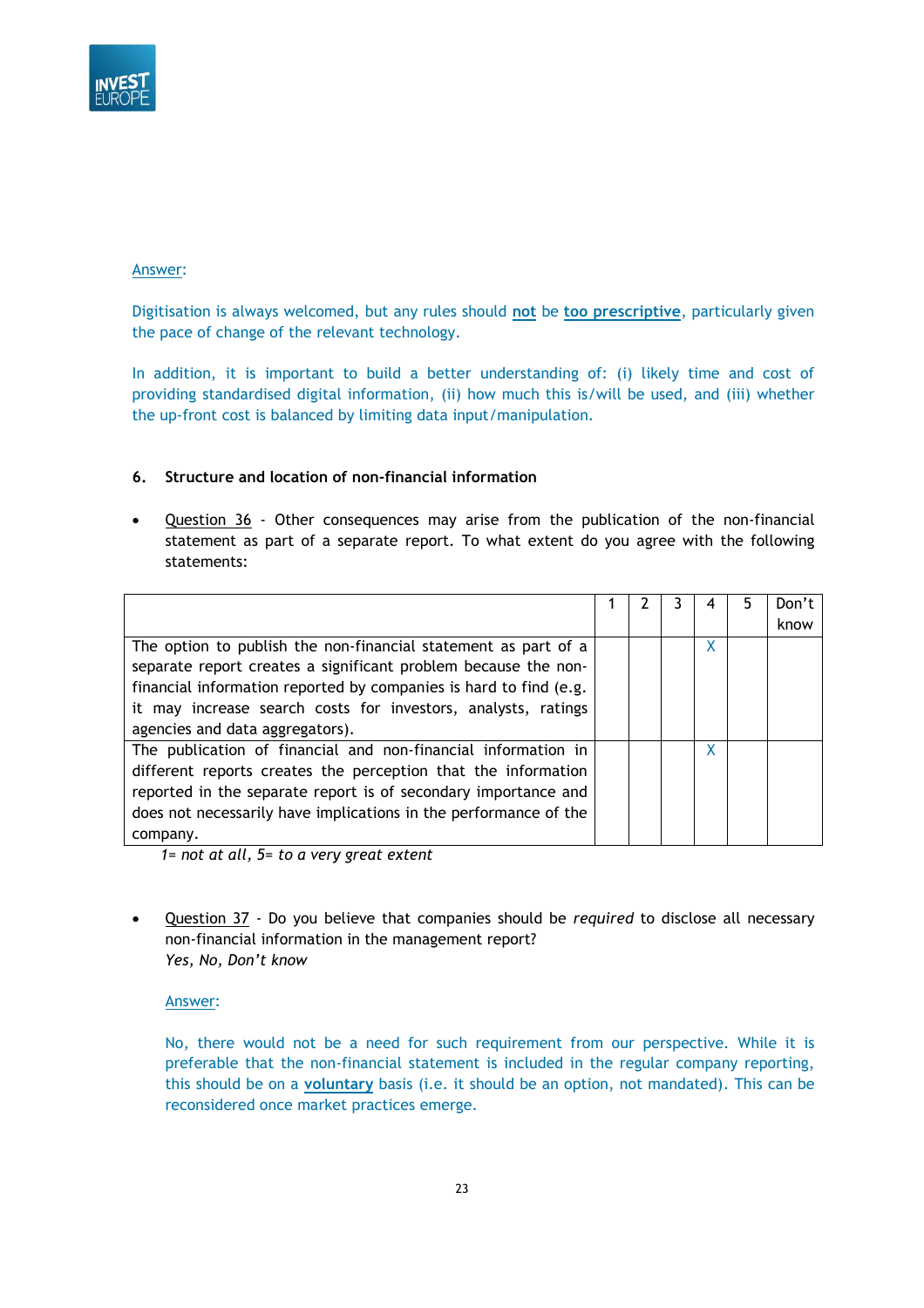Answer:

Digitisation is always welcomed, but any rules should **not** be **too prescriptive**, particularly given the pace of change of the relevant technology.

In addition, it is important to build a better understanding of: (i) likely time and cost of providing standardised digital information, (ii) how much this is/will be used, and (iii) whether the up-front cost is balanced by limiting data input/manipulation.

### 6. Structure and location of non-financial information

- Question 36 - Other consequences may arise from the publication of the non-financial statement as part of a separate report. To what extent do you agree with the following statements:

| | 1 | 2 | 3 | 4 | 5 | Don't know |
|---|---|---|---|---|---|---|
| The option to publish the non-financial statement as part of a separate report creates a significant problem because the non-financial information reported by companies is hard to find (e.g. it may increase search costs for investors, analysts, ratings agencies and data aggregators). | | | | X | | |
| The publication of financial and non-financial information in different reports creates the perception that the information reported in the separate report is of secondary importance and does not necessarily have implications in the performance of the company. | | | | X | | |

*1= not at all, 5= to a very great extent*

- Question 37 - Do you believe that companies should be *required* to disclose all necessary non-financial information in the management report?
  *Yes, No, Don't know*

  Answer:

  No, there would not be a need for such requirement from our perspective. While it is preferable that the non-financial statement is included in the regular company reporting, this should be on a **voluntary** basis (i.e. it should be an option, not mandated). This can be reconsidered once market practices emerge.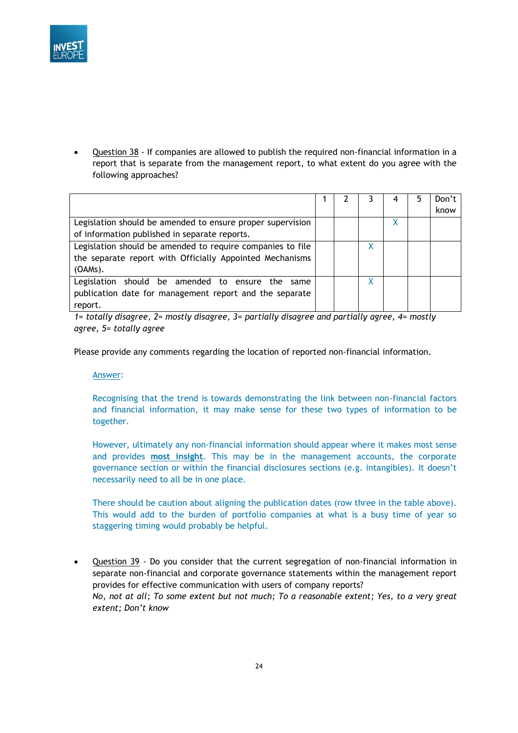- <u>Question 38</u> - If companies are allowed to publish the required non-financial information in a report that is separate from the management report, to what extent do you agree with the following approaches?

| | 1 | 2 | 3 | 4 | 5 | Don't know |
|---|---|---|---|---|---|---|
| Legislation should be amended to ensure proper supervision of information published in separate reports. | | | | X | | |
| Legislation should be amended to require companies to file the separate report with Officially Appointed Mechanisms (OAMs). | | | X | | | |
| Legislation should be amended to ensure the same publication date for management report and the separate report. | | | X | | | |

*1= totally disagree, 2= mostly disagree, 3= partially disagree and partially agree, 4= mostly agree, 5= totally agree*

Please provide any comments regarding the location of reported non-financial information.

<u>Answer</u>:

Recognising that the trend is towards demonstrating the link between non-financial factors and financial information, it may make sense for these two types of information to be together.

However, ultimately any non-financial information should appear where it makes most sense and provides <u>**most insight**</u>. This may be in the management accounts, the corporate governance section or within the financial disclosures sections (e.g. intangibles). It doesn't necessarily need to all be in one place.

There should be caution about aligning the publication dates (row three in the table above). This would add to the burden of portfolio companies at what is a busy time of year so staggering timing would probably be helpful.

- <u>Question 39</u> - Do you consider that the current segregation of non-financial information in separate non-financial and corporate governance statements within the management report provides for effective communication with users of company reports?
  *No, not at all; To some extent but not much; To a reasonable extent; Yes, to a very great extent; Don't know*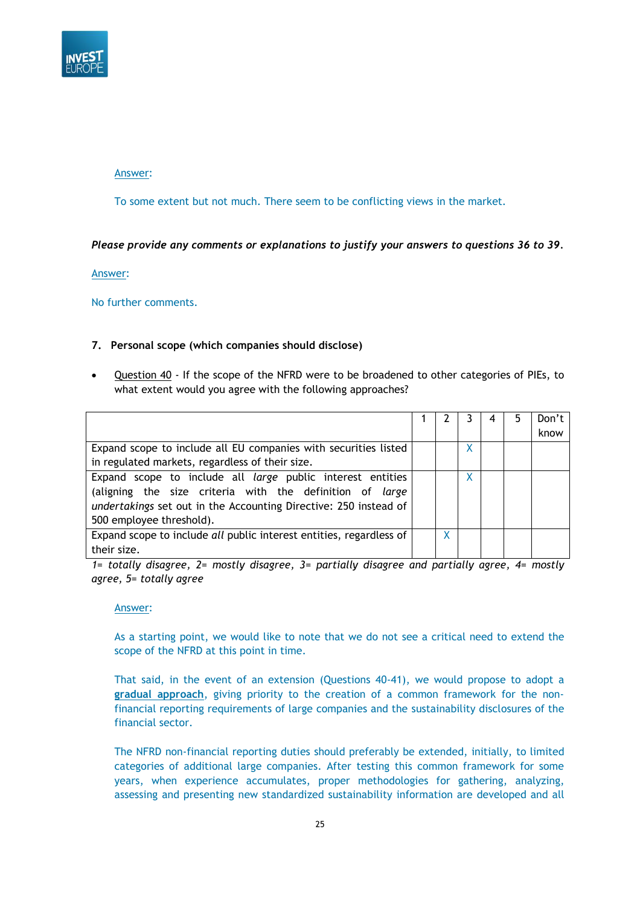Answer:

To some extent but not much. There seem to be conflicting views in the market.

***Please provide any comments or explanations to justify your answers to questions 36 to 39.***

Answer:

No further comments.

**7. Personal scope (which companies should disclose)**

- Question 40 - If the scope of the NFRD were to be broadened to other categories of PIEs, to what extent would you agree with the following approaches?

| | 1 | 2 | 3 | 4 | 5 | Don't know |
|---|---|---|---|---|---|---|
| Expand scope to include all EU companies with securities listed in regulated markets, regardless of their size. | | | X | | | |
| Expand scope to include all *large* public interest entities (aligning the size criteria with the definition of *large undertakings* set out in the Accounting Directive: 250 instead of 500 employee threshold). | | | X | | | |
| Expand scope to include *all* public interest entities, regardless of their size. | | X | | | | |

*1= totally disagree, 2= mostly disagree, 3= partially disagree and partially agree, 4= mostly agree, 5= totally agree*

Answer:

As a starting point, we would like to note that we do not see a critical need to extend the scope of the NFRD at this point in time.

That said, in the event of an extension (Questions 40-41), we would propose to adopt a **gradual approach**, giving priority to the creation of a common framework for the non-financial reporting requirements of large companies and the sustainability disclosures of the financial sector.

The NFRD non-financial reporting duties should preferably be extended, initially, to limited categories of additional large companies. After testing this common framework for some years, when experience accumulates, proper methodologies for gathering, analyzing, assessing and presenting new standardized sustainability information are developed and all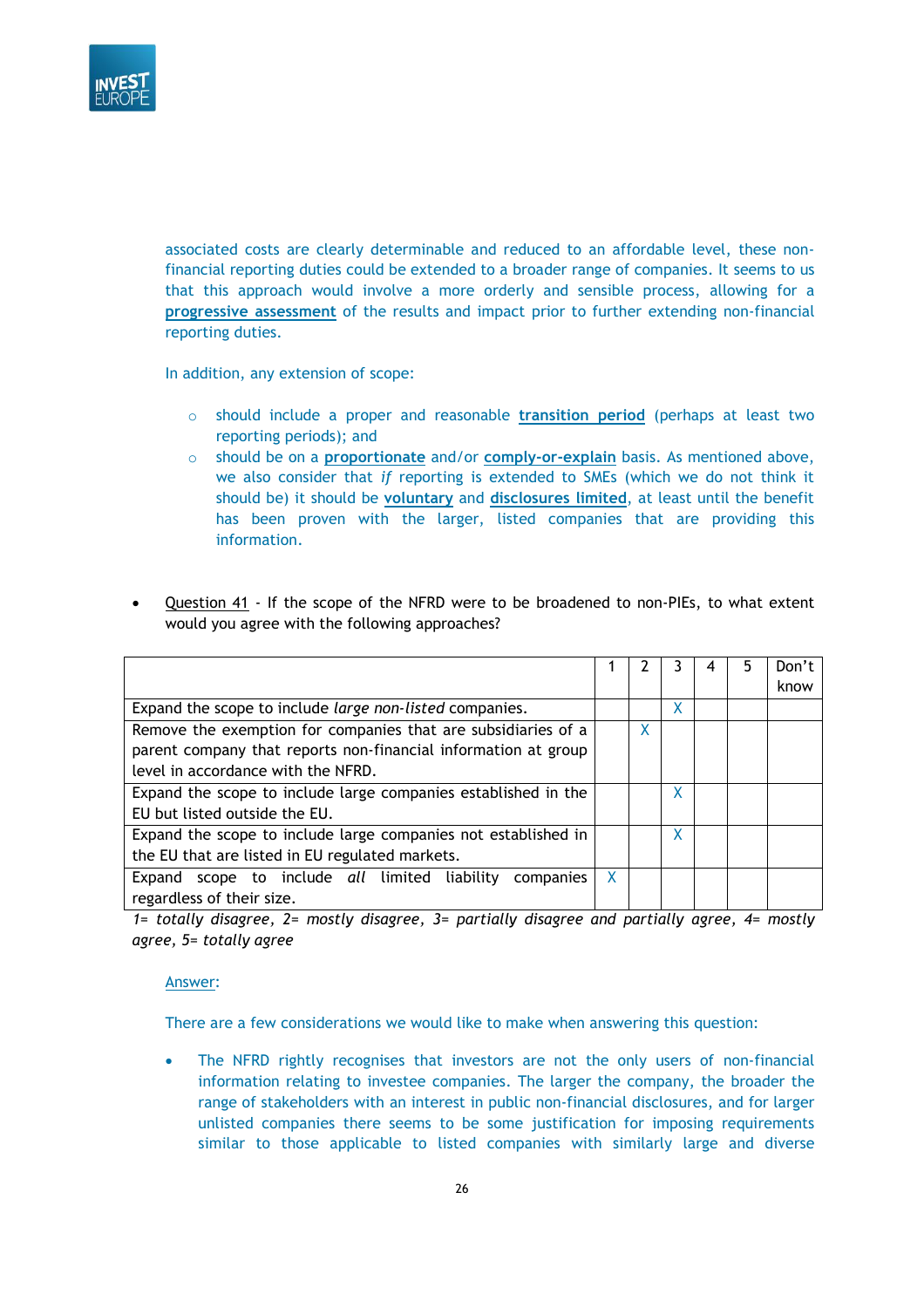associated costs are clearly determinable and reduced to an affordable level, these non-financial reporting duties could be extended to a broader range of companies. It seems to us that this approach would involve a more orderly and sensible process, allowing for a **progressive assessment** of the results and impact prior to further extending non-financial reporting duties.

In addition, any extension of scope:

- should include a proper and reasonable **transition period** (perhaps at least two reporting periods); and
- should be on a **proportionate** and/or **comply-or-explain** basis. As mentioned above, we also consider that *if* reporting is extended to SMEs (which we do not think it should be) it should be **voluntary** and **disclosures limited**, at least until the benefit has been proven with the larger, listed companies that are providing this information.

- Question 41 - If the scope of the NFRD were to be broadened to non-PIEs, to what extent would you agree with the following approaches?

| | 1 | 2 | 3 | 4 | 5 | Don't know |
|---|---|---|---|---|---|---|
| Expand the scope to include *large non-listed* companies. | | | X | | | |
| Remove the exemption for companies that are subsidiaries of a parent company that reports non-financial information at group level in accordance with the NFRD. | | X | | | | |
| Expand the scope to include large companies established in the EU but listed outside the EU. | | | X | | | |
| Expand the scope to include large companies not established in the EU that are listed in EU regulated markets. | | | X | | | |
| Expand scope to include *all* limited liability companies regardless of their size. | X | | | | | |

*1= totally disagree, 2= mostly disagree, 3= partially disagree and partially agree, 4= mostly agree, 5= totally agree*

Answer:

There are a few considerations we would like to make when answering this question:

- The NFRD rightly recognises that investors are not the only users of non-financial information relating to investee companies. The larger the company, the broader the range of stakeholders with an interest in public non-financial disclosures, and for larger unlisted companies there seems to be some justification for imposing requirements similar to those applicable to listed companies with similarly large and diverse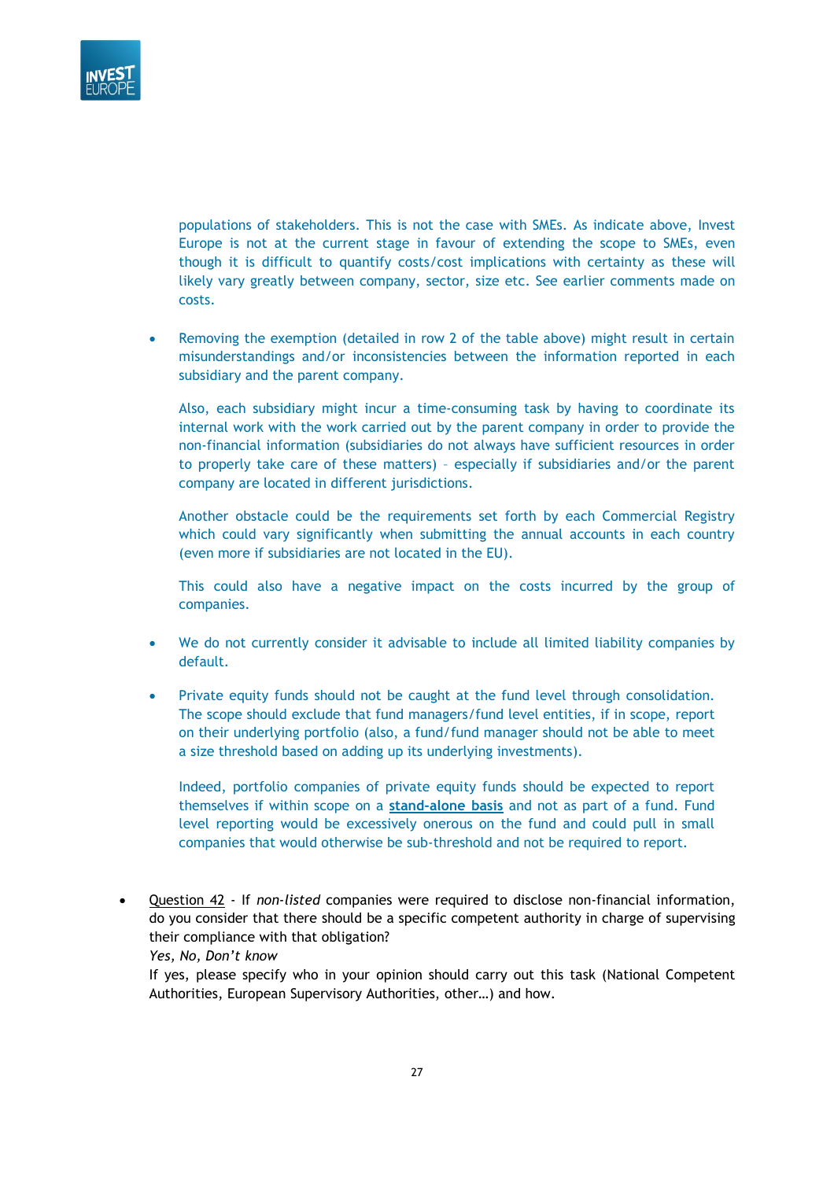populations of stakeholders. This is not the case with SMEs. As indicate above, Invest Europe is not at the current stage in favour of extending the scope to SMEs, even though it is difficult to quantify costs/cost implications with certainty as these will likely vary greatly between company, sector, size etc. See earlier comments made on costs.

- Removing the exemption (detailed in row 2 of the table above) might result in certain misunderstandings and/or inconsistencies between the information reported in each subsidiary and the parent company.

  Also, each subsidiary might incur a time-consuming task by having to coordinate its internal work with the work carried out by the parent company in order to provide the non-financial information (subsidiaries do not always have sufficient resources in order to properly take care of these matters) – especially if subsidiaries and/or the parent company are located in different jurisdictions.

  Another obstacle could be the requirements set forth by each Commercial Registry which could vary significantly when submitting the annual accounts in each country (even more if subsidiaries are not located in the EU).

  This could also have a negative impact on the costs incurred by the group of companies.

- We do not currently consider it advisable to include all limited liability companies by default.

- Private equity funds should not be caught at the fund level through consolidation. The scope should exclude that fund managers/fund level entities, if in scope, report on their underlying portfolio (also, a fund/fund manager should not be able to meet a size threshold based on adding up its underlying investments).

  Indeed, portfolio companies of private equity funds should be expected to report themselves if within scope on a **stand-alone basis** and not as part of a fund. Fund level reporting would be excessively onerous on the fund and could pull in small companies that would otherwise be sub-threshold and not be required to report.

- Question 42 - If *non-listed* companies were required to disclose non-financial information, do you consider that there should be a specific competent authority in charge of supervising their compliance with that obligation?
  *Yes, No, Don't know*
  If yes, please specify who in your opinion should carry out this task (National Competent Authorities, European Supervisory Authorities, other…) and how.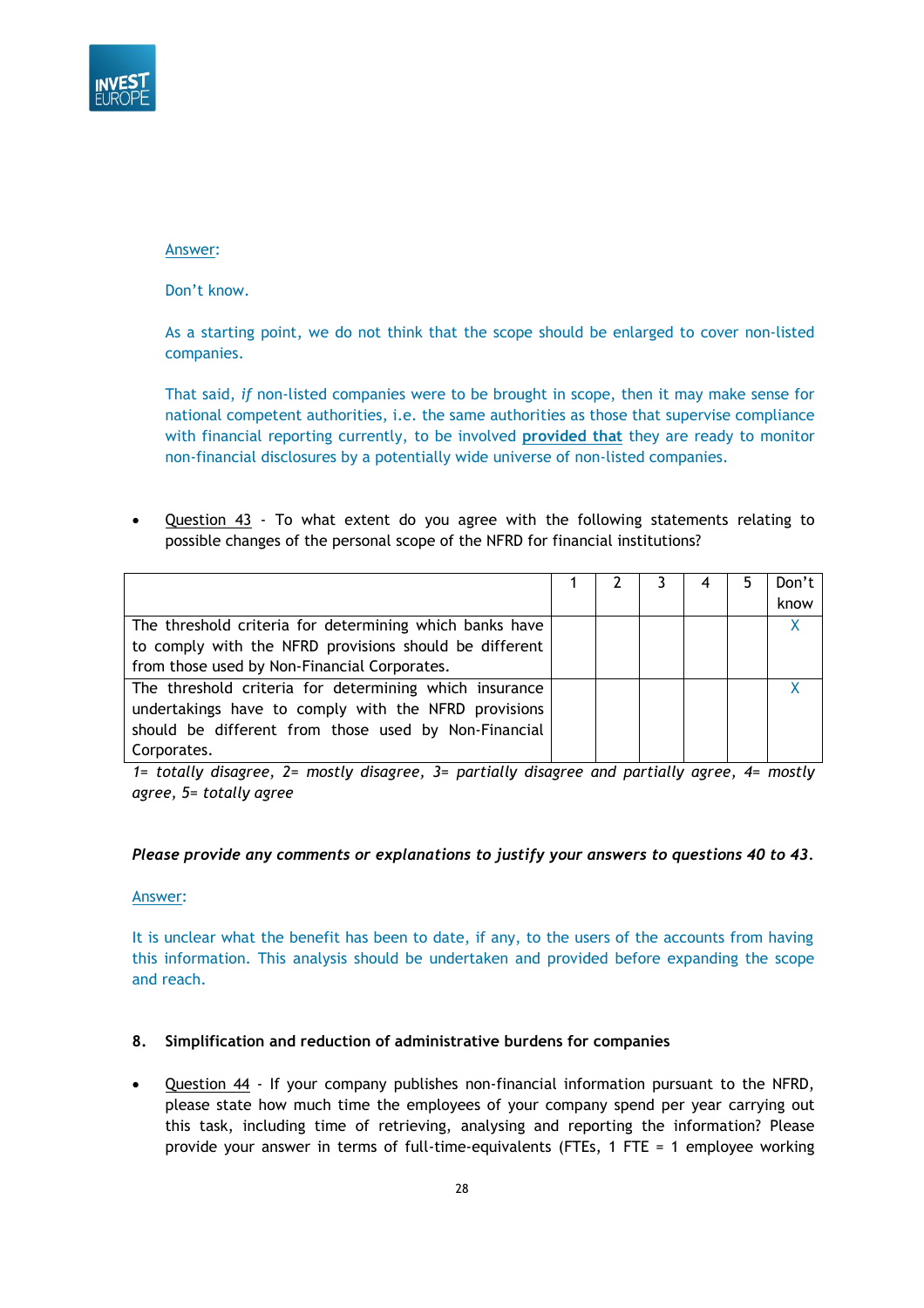Answer:

Don't know.

As a starting point, we do not think that the scope should be enlarged to cover non-listed companies.

That said, *if* non-listed companies were to be brought in scope, then it may make sense for national competent authorities, i.e. the same authorities as those that supervise compliance with financial reporting currently, to be involved **provided that** they are ready to monitor non-financial disclosures by a potentially wide universe of non-listed companies.

- Question 43 - To what extent do you agree with the following statements relating to possible changes of the personal scope of the NFRD for financial institutions?

| | 1 | 2 | 3 | 4 | 5 | Don't know |
|---|---|---|---|---|---|---|
| The threshold criteria for determining which banks have to comply with the NFRD provisions should be different from those used by Non-Financial Corporates. | | | | | | X |
| The threshold criteria for determining which insurance undertakings have to comply with the NFRD provisions should be different from those used by Non-Financial Corporates. | | | | | | X |

*1= totally disagree, 2= mostly disagree, 3= partially disagree and partially agree, 4= mostly agree, 5= totally agree*

***Please provide any comments or explanations to justify your answers to questions 40 to 43.***

Answer:

It is unclear what the benefit has been to date, if any, to the users of the accounts from having this information. This analysis should be undertaken and provided before expanding the scope and reach.

**8. Simplification and reduction of administrative burdens for companies**

- Question 44 - If your company publishes non-financial information pursuant to the NFRD, please state how much time the employees of your company spend per year carrying out this task, including time of retrieving, analysing and reporting the information? Please provide your answer in terms of full-time-equivalents (FTEs, 1 FTE = 1 employee working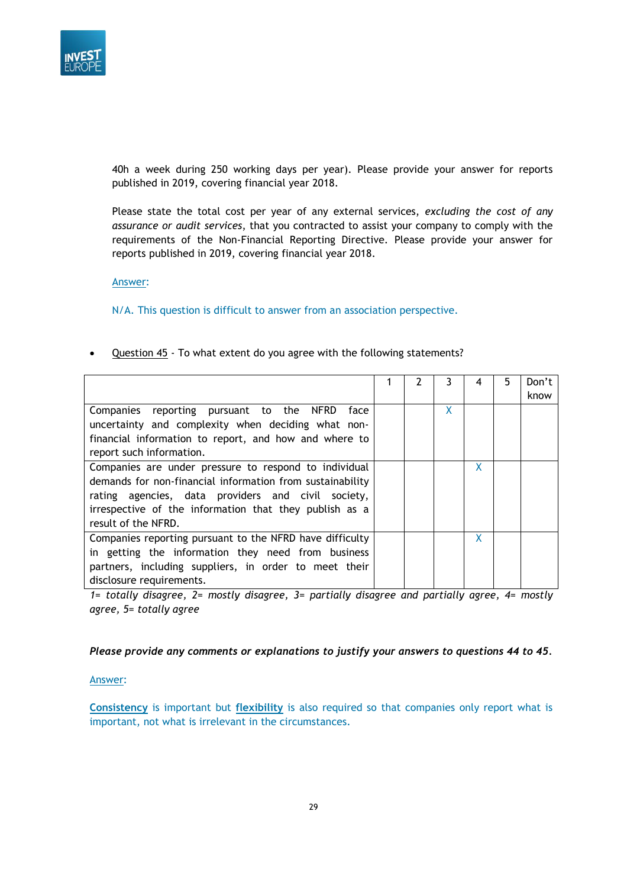40h a week during 250 working days per year). Please provide your answer for reports published in 2019, covering financial year 2018.

Please state the total cost per year of any external services, *excluding the cost of any assurance or audit services*, that you contracted to assist your company to comply with the requirements of the Non-Financial Reporting Directive. Please provide your answer for reports published in 2019, covering financial year 2018.

Answer:

N/A. This question is difficult to answer from an association perspective.

- Question 45 - To what extent do you agree with the following statements?

| | 1 | 2 | 3 | 4 | 5 | Don't know |
|---|---|---|---|---|---|---|
| Companies reporting pursuant to the NFRD face uncertainty and complexity when deciding what non-financial information to report, and how and where to report such information. | | | X | | | |
| Companies are under pressure to respond to individual demands for non-financial information from sustainability rating agencies, data providers and civil society, irrespective of the information that they publish as a result of the NFRD. | | | | X | | |
| Companies reporting pursuant to the NFRD have difficulty in getting the information they need from business partners, including suppliers, in order to meet their disclosure requirements. | | | | X | | |

*1= totally disagree, 2= mostly disagree, 3= partially disagree and partially agree, 4= mostly agree, 5= totally agree*

***Please provide any comments or explanations to justify your answers to questions 44 to 45.***

Answer:

**Consistency** is important but **flexibility** is also required so that companies only report what is important, not what is irrelevant in the circumstances.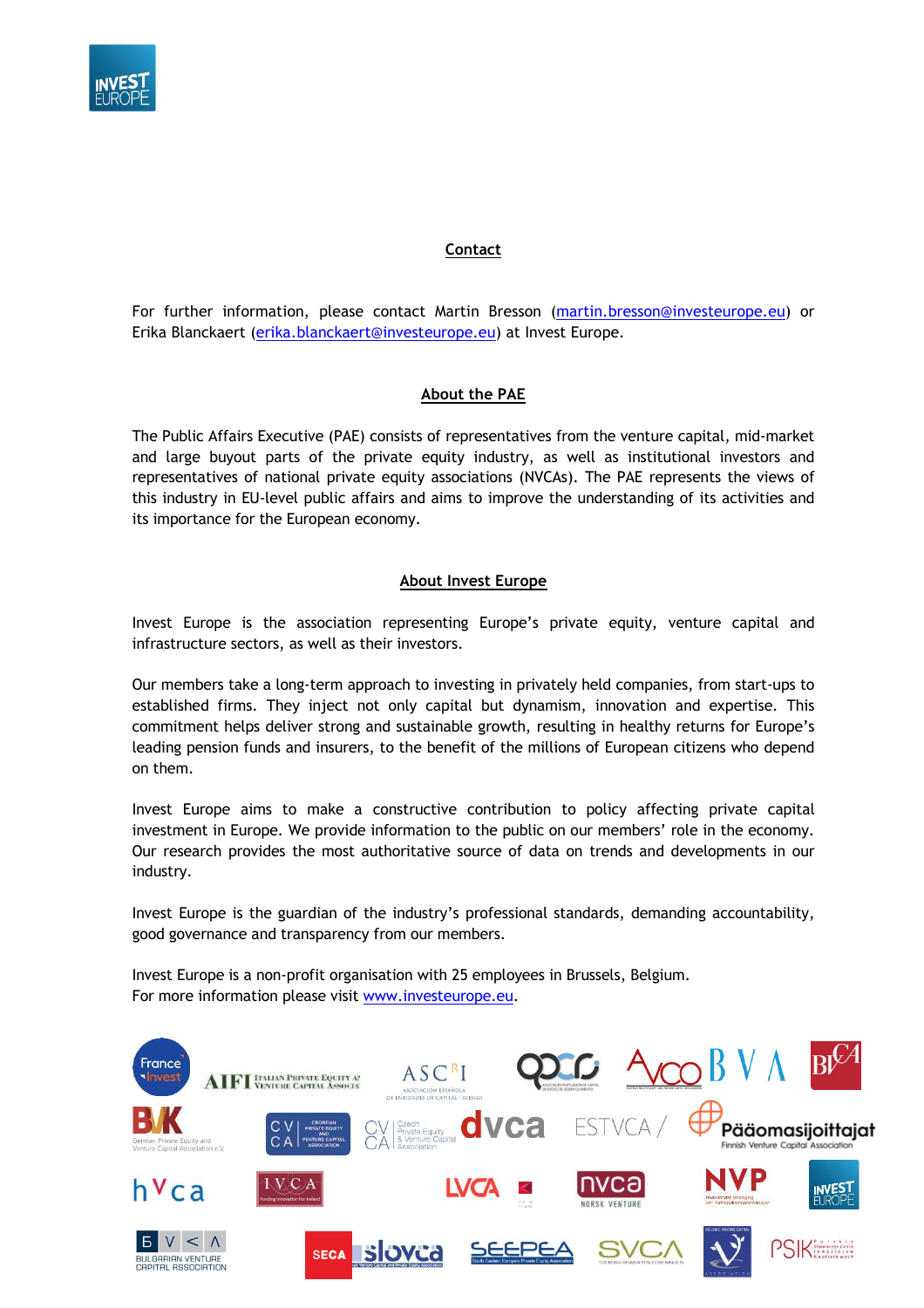## Contact

For further information, please contact Martin Bresson (martin.bresson@investeurope.eu) or Erika Blanckaert (erika.blanckaert@investeurope.eu) at Invest Europe.

## About the PAE

The Public Affairs Executive (PAE) consists of representatives from the venture capital, mid-market and large buyout parts of the private equity industry, as well as institutional investors and representatives of national private equity associations (NVCAs). The PAE represents the views of this industry in EU-level public affairs and aims to improve the understanding of its activities and its importance for the European economy.

## About Invest Europe

Invest Europe is the association representing Europe's private equity, venture capital and infrastructure sectors, as well as their investors.

Our members take a long-term approach to investing in privately held companies, from start-ups to established firms. They inject not only capital but dynamism, innovation and expertise. This commitment helps deliver strong and sustainable growth, resulting in healthy returns for Europe's leading pension funds and insurers, to the benefit of the millions of European citizens who depend on them.

Invest Europe aims to make a constructive contribution to policy affecting private capital investment in Europe. We provide information to the public on our members' role in the economy. Our research provides the most authoritative source of data on trends and developments in our industry.

Invest Europe is the guardian of the industry's professional standards, demanding accountability, good governance and transparency from our members.

Invest Europe is a non-profit organisation with 25 employees in Brussels, Belgium.
For more information please visit www.investeurope.eu.